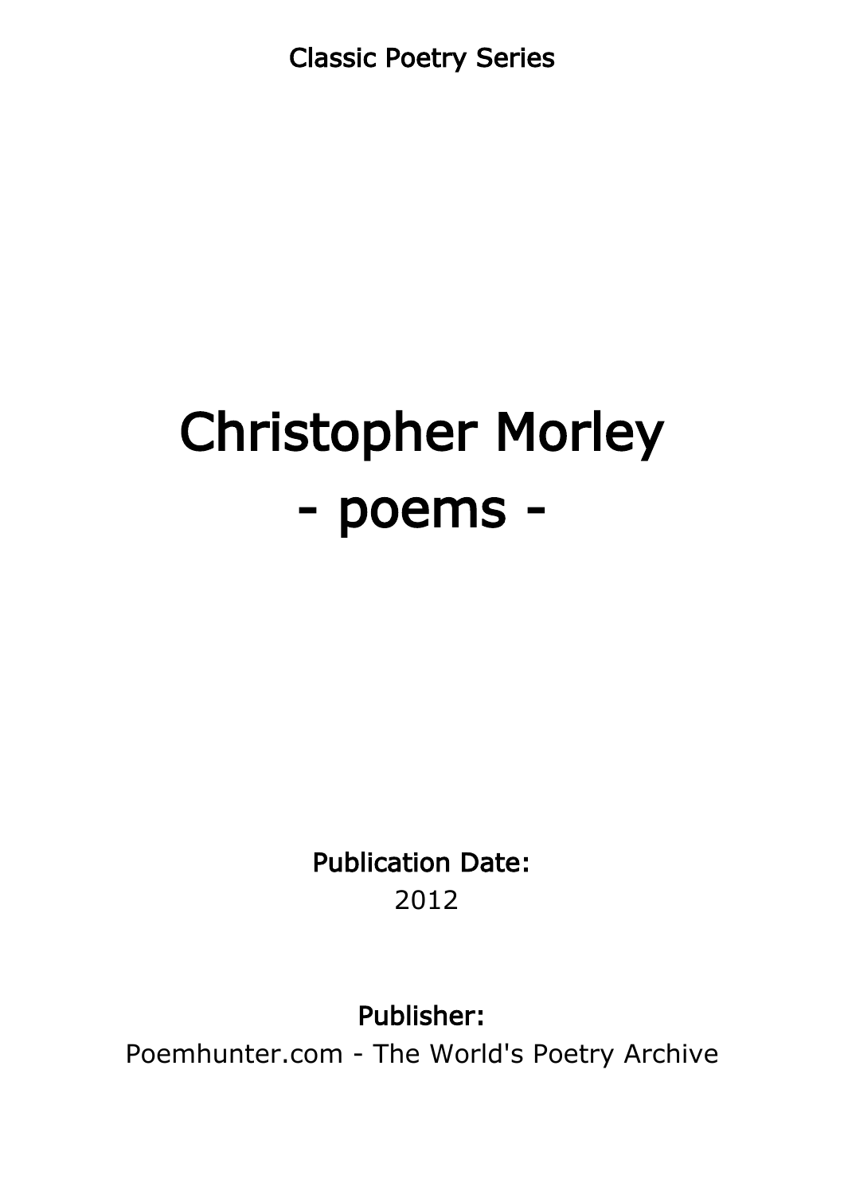Classic Poetry Series

# Christopher Morley
# - poems -

**Publication Date:**

2012

**Publisher:**

Poemhunter.com - The World's Poetry Archive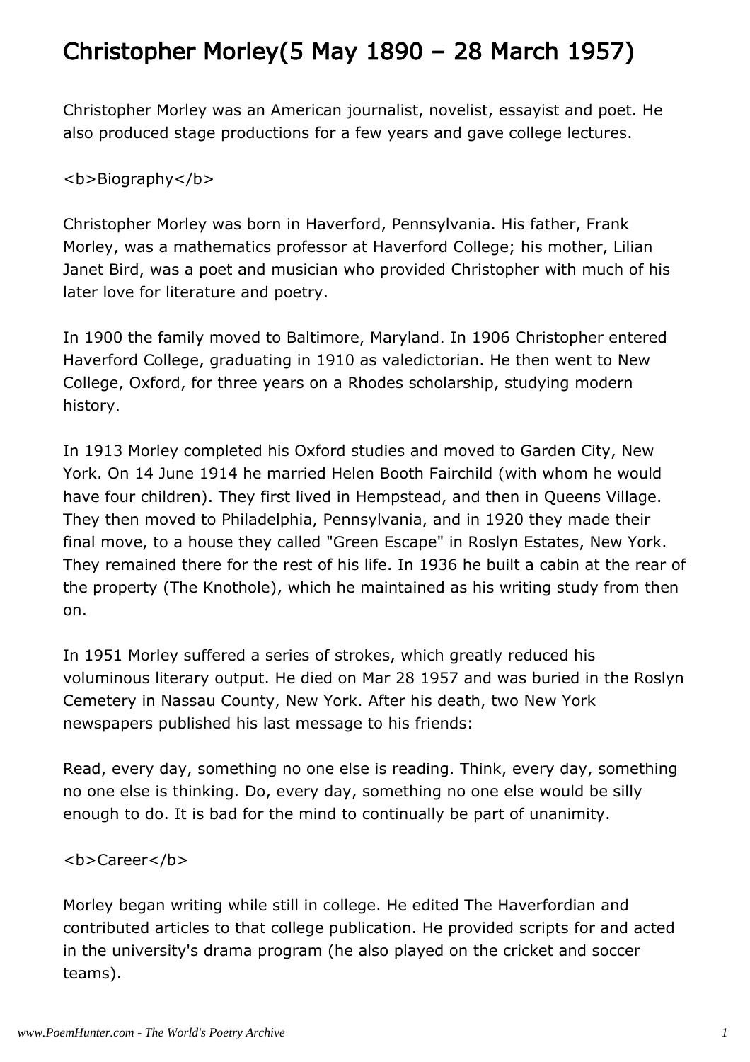# Christopher Morley(5 May 1890 – 28 March 1957)

Christopher Morley was an American journalist, novelist, essayist and poet. He also produced stage productions for a few years and gave college lectures.

<b>Biography</b>

Christopher Morley was born in Haverford, Pennsylvania. His father, Frank Morley, was a mathematics professor at Haverford College; his mother, Lilian Janet Bird, was a poet and musician who provided Christopher with much of his later love for literature and poetry.

In 1900 the family moved to Baltimore, Maryland. In 1906 Christopher entered Haverford College, graduating in 1910 as valedictorian. He then went to New College, Oxford, for three years on a Rhodes scholarship, studying modern history.

In 1913 Morley completed his Oxford studies and moved to Garden City, New York. On 14 June 1914 he married Helen Booth Fairchild (with whom he would have four children). They first lived in Hempstead, and then in Queens Village. They then moved to Philadelphia, Pennsylvania, and in 1920 they made their final move, to a house they called "Green Escape" in Roslyn Estates, New York. They remained there for the rest of his life. In 1936 he built a cabin at the rear of the property (The Knothole), which he maintained as his writing study from then on.

In 1951 Morley suffered a series of strokes, which greatly reduced his voluminous literary output. He died on Mar 28 1957 and was buried in the Roslyn Cemetery in Nassau County, New York. After his death, two New York newspapers published his last message to his friends:

Read, every day, something no one else is reading. Think, every day, something no one else is thinking. Do, every day, something no one else would be silly enough to do. It is bad for the mind to continually be part of unanimity.

<b>Career</b>

Morley began writing while still in college. He edited The Haverfordian and contributed articles to that college publication. He provided scripts for and acted in the university's drama program (he also played on the cricket and soccer teams).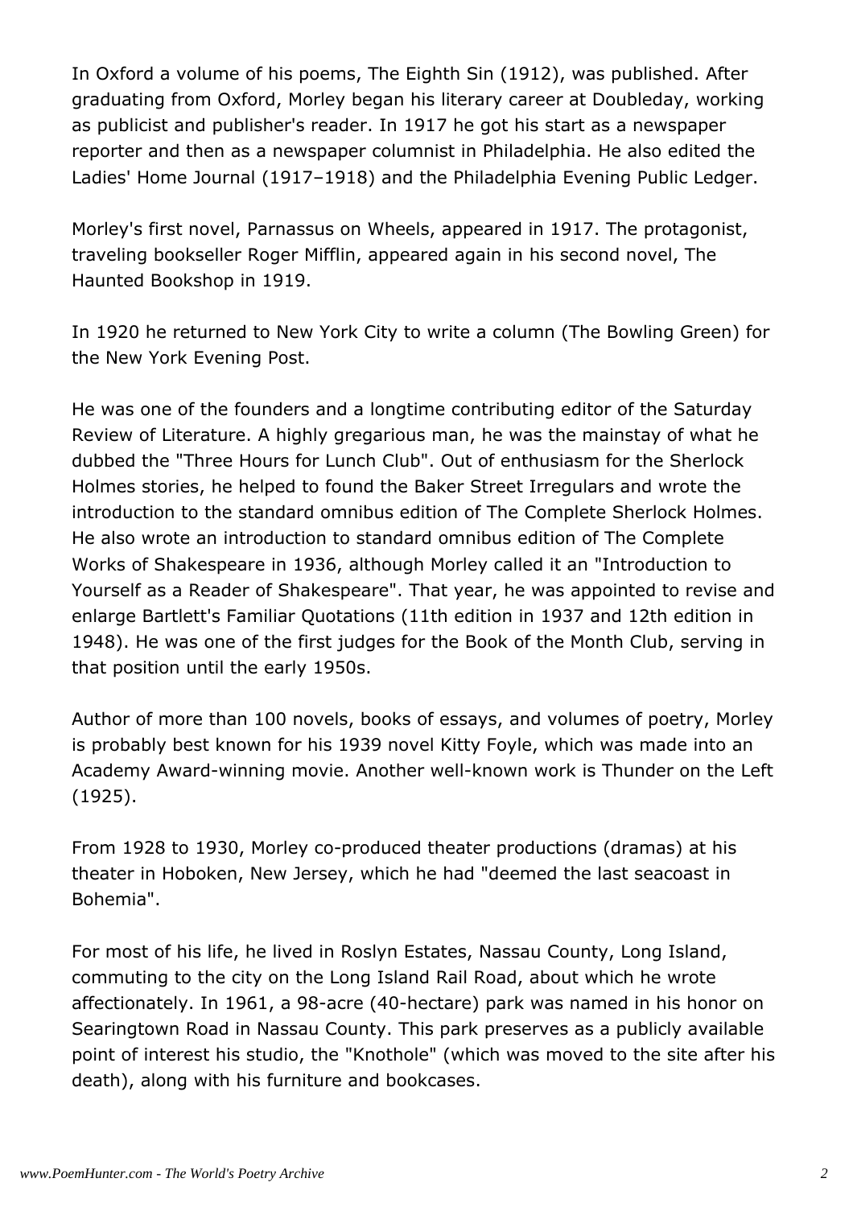In Oxford a volume of his poems, The Eighth Sin (1912), was published. After graduating from Oxford, Morley began his literary career at Doubleday, working as publicist and publisher's reader. In 1917 he got his start as a newspaper reporter and then as a newspaper columnist in Philadelphia. He also edited the Ladies' Home Journal (1917–1918) and the Philadelphia Evening Public Ledger.

Morley's first novel, Parnassus on Wheels, appeared in 1917. The protagonist, traveling bookseller Roger Mifflin, appeared again in his second novel, The Haunted Bookshop in 1919.

In 1920 he returned to New York City to write a column (The Bowling Green) for the New York Evening Post.

He was one of the founders and a longtime contributing editor of the Saturday Review of Literature. A highly gregarious man, he was the mainstay of what he dubbed the "Three Hours for Lunch Club". Out of enthusiasm for the Sherlock Holmes stories, he helped to found the Baker Street Irregulars and wrote the introduction to the standard omnibus edition of The Complete Sherlock Holmes. He also wrote an introduction to standard omnibus edition of The Complete Works of Shakespeare in 1936, although Morley called it an "Introduction to Yourself as a Reader of Shakespeare". That year, he was appointed to revise and enlarge Bartlett's Familiar Quotations (11th edition in 1937 and 12th edition in 1948). He was one of the first judges for the Book of the Month Club, serving in that position until the early 1950s.

Author of more than 100 novels, books of essays, and volumes of poetry, Morley is probably best known for his 1939 novel Kitty Foyle, which was made into an Academy Award-winning movie. Another well-known work is Thunder on the Left (1925).

From 1928 to 1930, Morley co-produced theater productions (dramas) at his theater in Hoboken, New Jersey, which he had "deemed the last seacoast in Bohemia".

For most of his life, he lived in Roslyn Estates, Nassau County, Long Island, commuting to the city on the Long Island Rail Road, about which he wrote affectionately. In 1961, a 98-acre (40-hectare) park was named in his honor on Searingtown Road in Nassau County. This park preserves as a publicly available point of interest his studio, the "Knothole" (which was moved to the site after his death), along with his furniture and bookcases.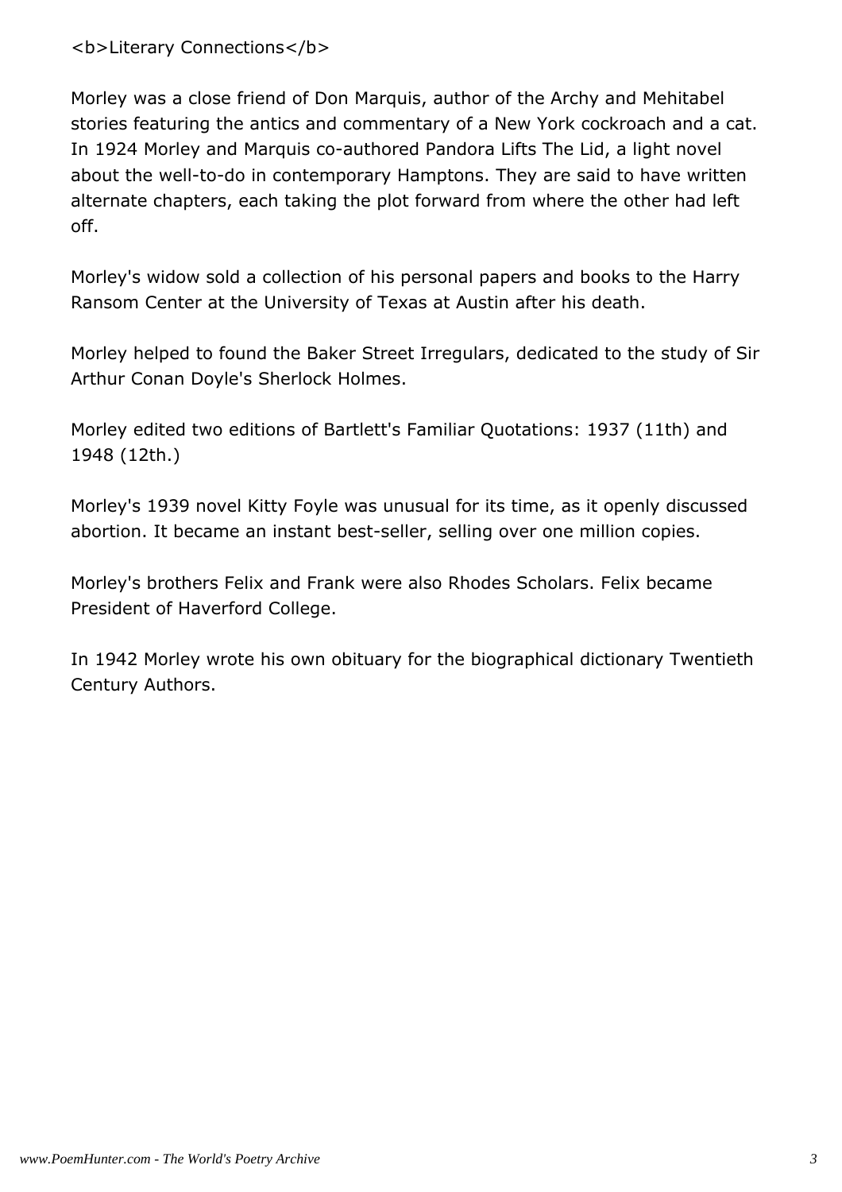**Literary Connections**

Morley was a close friend of Don Marquis, author of the Archy and Mehitabel stories featuring the antics and commentary of a New York cockroach and a cat. In 1924 Morley and Marquis co-authored Pandora Lifts The Lid, a light novel about the well-to-do in contemporary Hamptons. They are said to have written alternate chapters, each taking the plot forward from where the other had left off.

Morley's widow sold a collection of his personal papers and books to the Harry Ransom Center at the University of Texas at Austin after his death.

Morley helped to found the Baker Street Irregulars, dedicated to the study of Sir Arthur Conan Doyle's Sherlock Holmes.

Morley edited two editions of Bartlett's Familiar Quotations: 1937 (11th) and 1948 (12th.)

Morley's 1939 novel Kitty Foyle was unusual for its time, as it openly discussed abortion. It became an instant best-seller, selling over one million copies.

Morley's brothers Felix and Frank were also Rhodes Scholars. Felix became President of Haverford College.

In 1942 Morley wrote his own obituary for the biographical dictionary Twentieth Century Authors.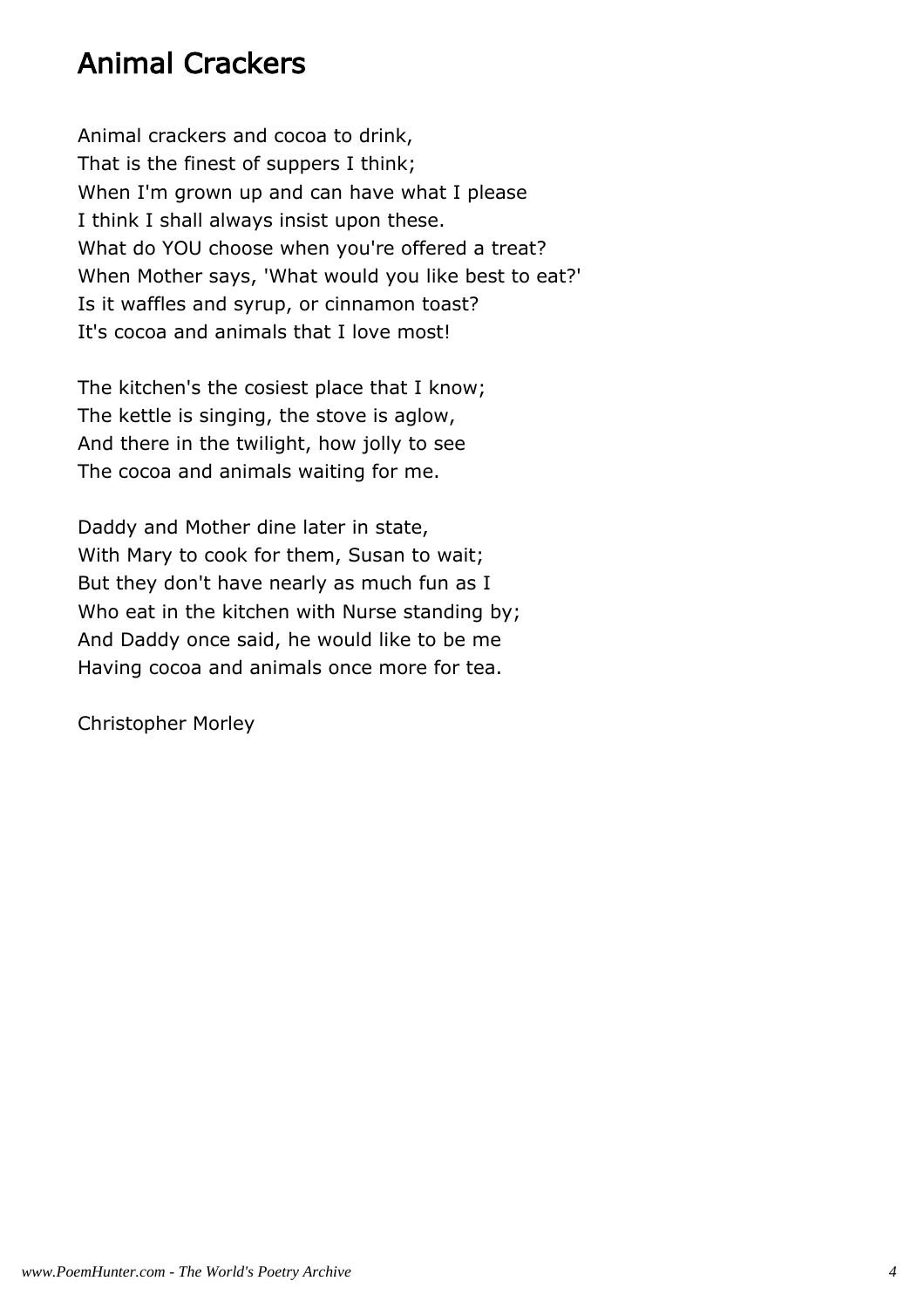## Animal Crackers

Animal crackers and cocoa to drink,  
That is the finest of suppers I think;  
When I'm grown up and can have what I please  
I think I shall always insist upon these.  
What do YOU choose when you're offered a treat?  
When Mother says, 'What would you like best to eat?'  
Is it waffles and syrup, or cinnamon toast?  
It's cocoa and animals that I love most!

The kitchen's the cosiest place that I know;  
The kettle is singing, the stove is aglow,  
And there in the twilight, how jolly to see  
The cocoa and animals waiting for me.

Daddy and Mother dine later in state,  
With Mary to cook for them, Susan to wait;  
But they don't have nearly as much fun as I  
Who eat in the kitchen with Nurse standing by;  
And Daddy once said, he would like to be me  
Having cocoa and animals once more for tea.

Christopher Morley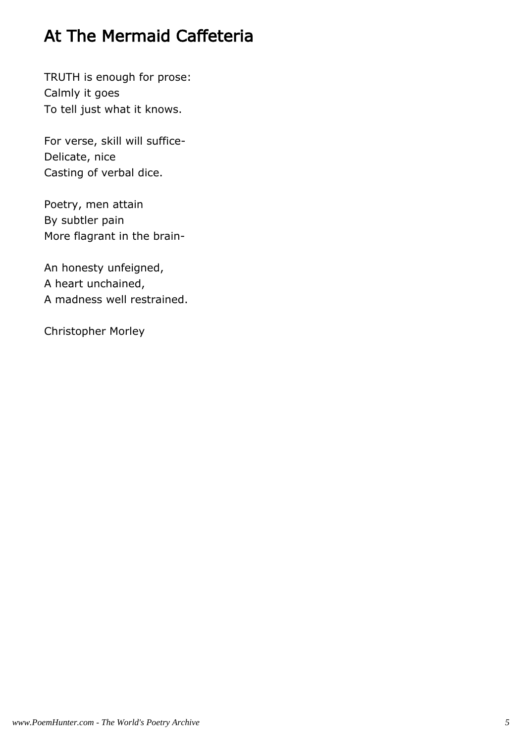# At The Mermaid Caffeteria

TRUTH is enough for prose:
Calmly it goes
To tell just what it knows.

For verse, skill will suffice-
Delicate, nice
Casting of verbal dice.

Poetry, men attain
By subtler pain
More flagrant in the brain-

An honesty unfeigned,
A heart unchained,
A madness well restrained.

Christopher Morley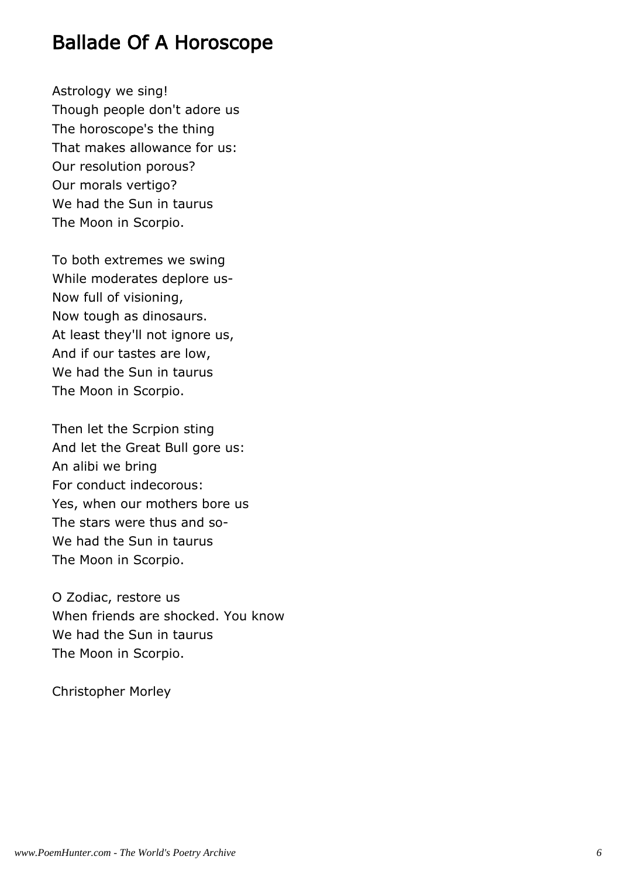# Ballade Of A Horoscope

Astrology we sing!
Though people don't adore us
The horoscope's the thing
That makes allowance for us:
Our resolution porous?
Our morals vertigo?
We had the Sun in taurus
The Moon in Scorpio.

To both extremes we swing
While moderates deplore us-
Now full of visioning,
Now tough as dinosaurs.
At least they'll not ignore us,
And if our tastes are low,
We had the Sun in taurus
The Moon in Scorpio.

Then let the Scrpion sting
And let the Great Bull gore us:
An alibi we bring
For conduct indecorous:
Yes, when our mothers bore us
The stars were thus and so-
We had the Sun in taurus
The Moon in Scorpio.

O Zodiac, restore us
When friends are shocked. You know
We had the Sun in taurus
The Moon in Scorpio.

Christopher Morley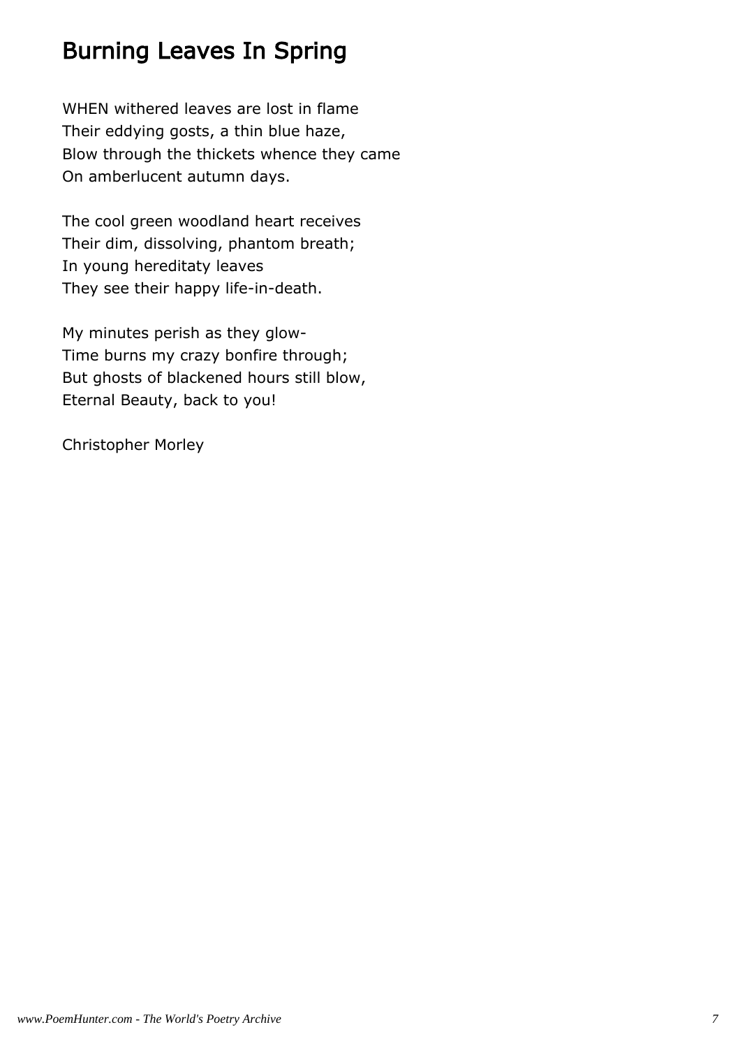## Burning Leaves In Spring

WHEN withered leaves are lost in flame
Their eddying gosts, a thin blue haze,
Blow through the thickets whence they came
On amberlucent autumn days.

The cool green woodland heart receives
Their dim, dissolving, phantom breath;
In young hereditaty leaves
They see their happy life-in-death.

My minutes perish as they glow-
Time burns my crazy bonfire through;
But ghosts of blackened hours still blow,
Eternal Beauty, back to you!

Christopher Morley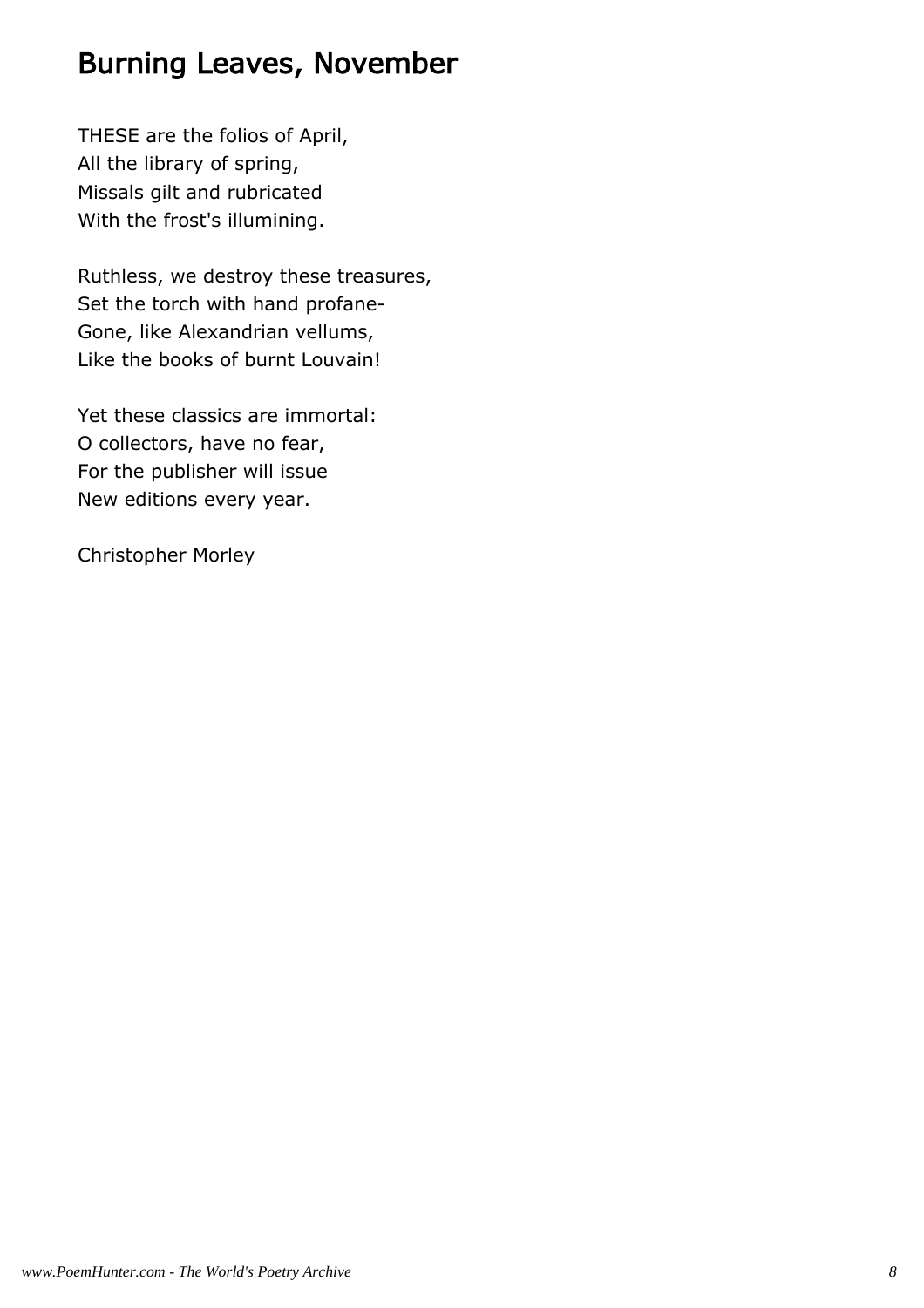## Burning Leaves, November

THESE are the folios of April,
All the library of spring,
Missals gilt and rubricated
With the frost's illumining.

Ruthless, we destroy these treasures,
Set the torch with hand profane-
Gone, like Alexandrian vellums,
Like the books of burnt Louvain!

Yet these classics are immortal:
O collectors, have no fear,
For the publisher will issue
New editions every year.

Christopher Morley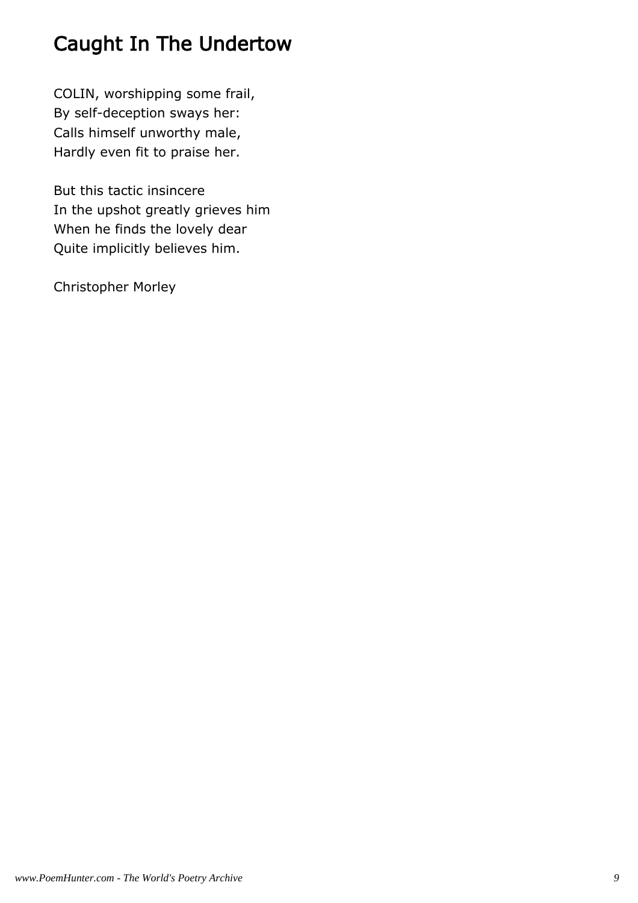# Caught In The Undertow

COLIN, worshipping some frail,
By self-deception sways her:
Calls himself unworthy male,
Hardly even fit to praise her.

But this tactic insincere
In the upshot greatly grieves him
When he finds the lovely dear
Quite implicitly believes him.

Christopher Morley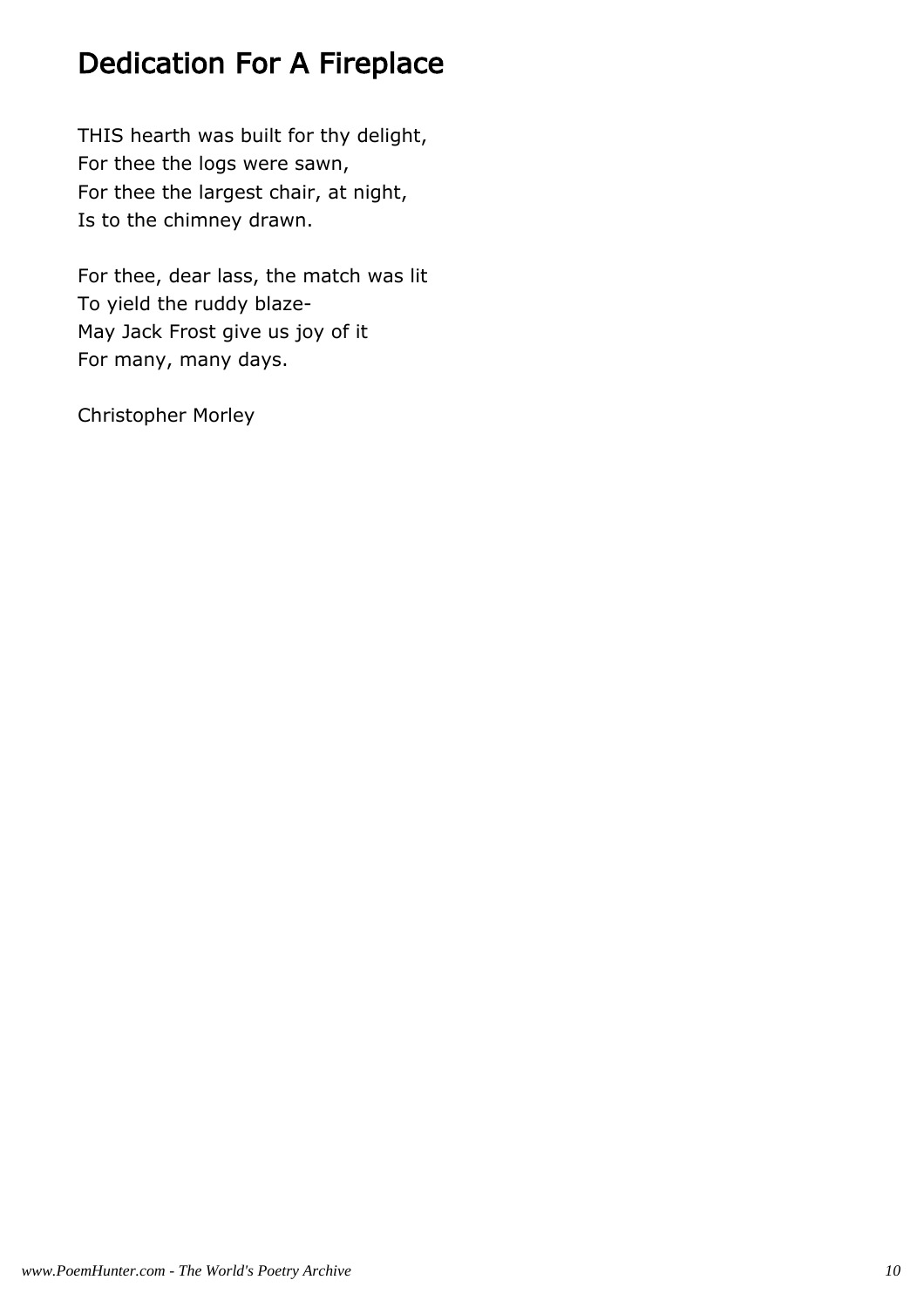# Dedication For A Fireplace

THIS hearth was built for thy delight,  
For thee the logs were sawn,  
For thee the largest chair, at night,  
Is to the chimney drawn.

For thee, dear lass, the match was lit  
To yield the ruddy blaze-  
May Jack Frost give us joy of it  
For many, many days.

Christopher Morley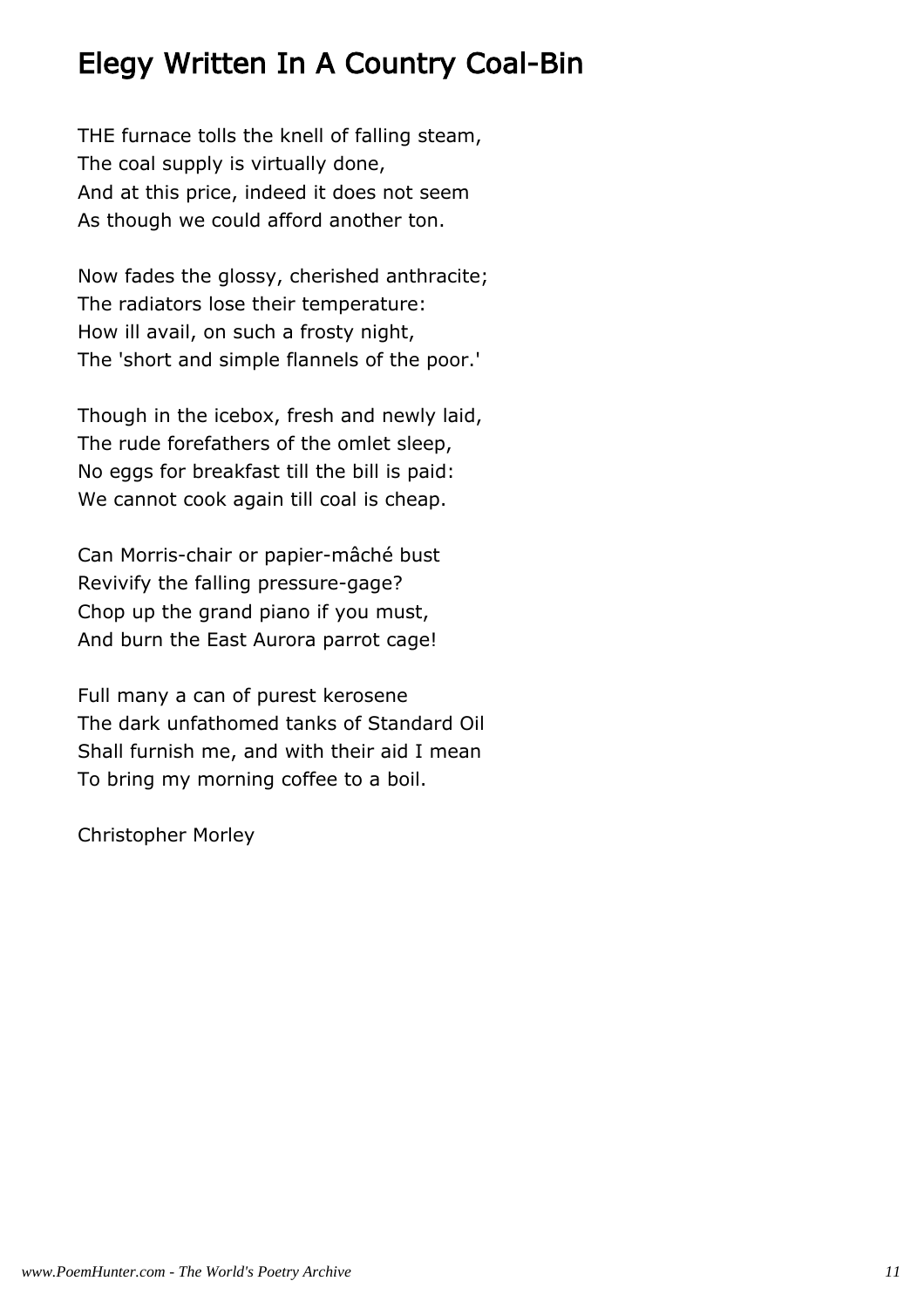# Elegy Written In A Country Coal-Bin

THE furnace tolls the knell of falling steam,
The coal supply is virtually done,
And at this price, indeed it does not seem
As though we could afford another ton.

Now fades the glossy, cherished anthracite;
The radiators lose their temperature:
How ill avail, on such a frosty night,
The 'short and simple flannels of the poor.'

Though in the icebox, fresh and newly laid,
The rude forefathers of the omlet sleep,
No eggs for breakfast till the bill is paid:
We cannot cook again till coal is cheap.

Can Morris-chair or papier-mâché bust
Revivify the falling pressure-gage?
Chop up the grand piano if you must,
And burn the East Aurora parrot cage!

Full many a can of purest kerosene
The dark unfathomed tanks of Standard Oil
Shall furnish me, and with their aid I mean
To bring my morning coffee to a boil.

Christopher Morley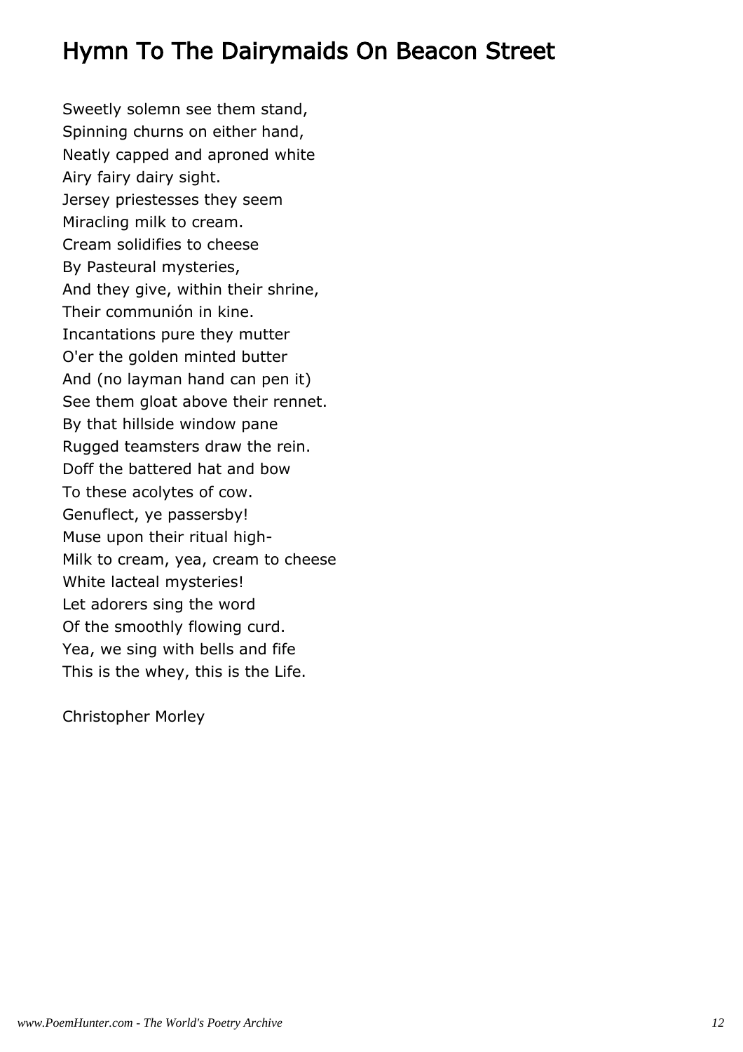# Hymn To The Dairymaids On Beacon Street

Sweetly solemn see them stand,
Spinning churns on either hand,
Neatly capped and aproned white
Airy fairy dairy sight.
Jersey priestesses they seem
Miracling milk to cream.
Cream solidifies to cheese
By Pasteural mysteries,
And they give, within their shrine,
Their communión in kine.
Incantations pure they mutter
O'er the golden minted butter
And (no layman hand can pen it)
See them gloat above their rennet.
By that hillside window pane
Rugged teamsters draw the rein.
Doff the battered hat and bow
To these acolytes of cow.
Genuflect, ye passersby!
Muse upon their ritual high-
Milk to cream, yea, cream to cheese
White lacteal mysteries!
Let adorers sing the word
Of the smoothly flowing curd.
Yea, we sing with bells and fife
This is the whey, this is the Life.

Christopher Morley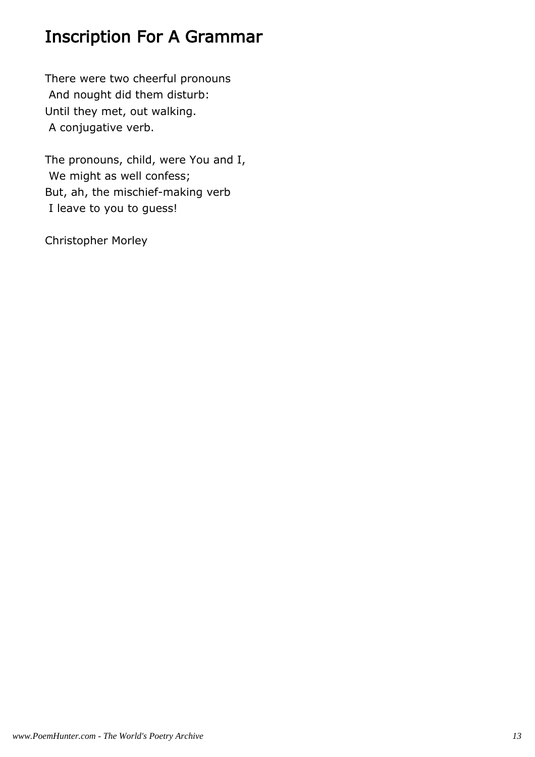# Inscription For A Grammar

There were two cheerful pronouns
 And nought did them disturb:
Until they met, out walking.
 A conjugative verb.

The pronouns, child, were You and I,
 We might as well confess;
But, ah, the mischief-making verb
 I leave to you to guess!

Christopher Morley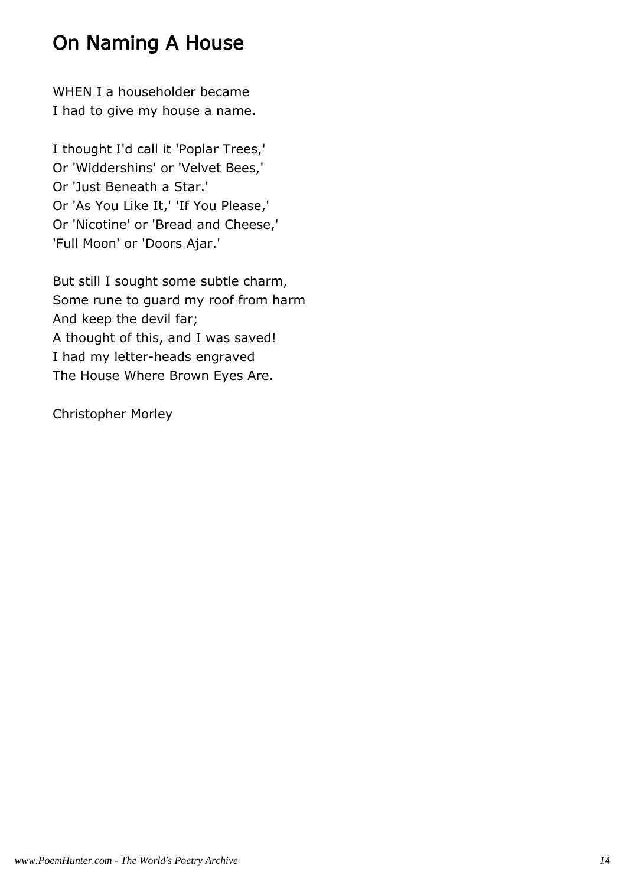## On Naming A House

WHEN I a householder became
I had to give my house a name.

I thought I'd call it 'Poplar Trees,'
Or 'Widdershins' or 'Velvet Bees,'
Or 'Just Beneath a Star.'
Or 'As You Like It,' 'If You Please,'
Or 'Nicotine' or 'Bread and Cheese,'
'Full Moon' or 'Doors Ajar.'

But still I sought some subtle charm,
Some rune to guard my roof from harm
And keep the devil far;
A thought of this, and I was saved!
I had my letter-heads engraved
The House Where Brown Eyes Are.

Christopher Morley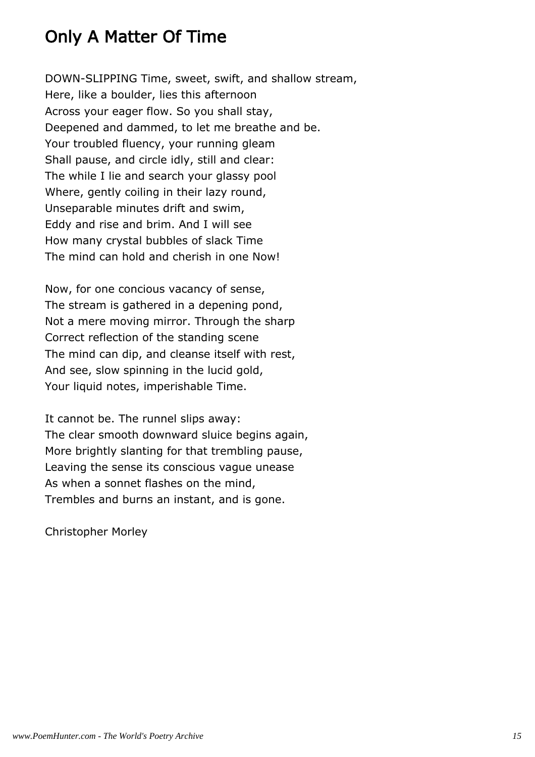# Only A Matter Of Time

DOWN-SLIPPING Time, sweet, swift, and shallow stream,
Here, like a boulder, lies this afternoon
Across your eager flow. So you shall stay,
Deepened and dammed, to let me breathe and be.
Your troubled fluency, your running gleam
Shall pause, and circle idly, still and clear:
The while I lie and search your glassy pool
Where, gently coiling in their lazy round,
Unseparable minutes drift and swim,
Eddy and rise and brim. And I will see
How many crystal bubbles of slack Time
The mind can hold and cherish in one Now!

Now, for one concious vacancy of sense,
The stream is gathered in a depening pond,
Not a mere moving mirror. Through the sharp
Correct reflection of the standing scene
The mind can dip, and cleanse itself with rest,
And see, slow spinning in the lucid gold,
Your liquid notes, imperishable Time.

It cannot be. The runnel slips away:
The clear smooth downward sluice begins again,
More brightly slanting for that trembling pause,
Leaving the sense its conscious vague unease
As when a sonnet flashes on the mind,
Trembles and burns an instant, and is gone.

Christopher Morley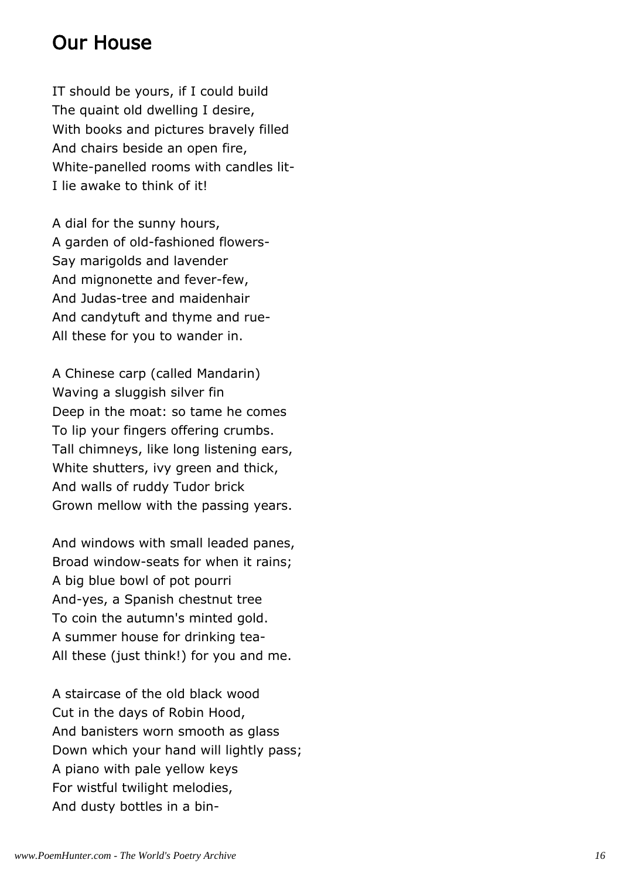## Our House

IT should be yours, if I could build  
The quaint old dwelling I desire,  
With books and pictures bravely filled  
And chairs beside an open fire,  
White-panelled rooms with candles lit-  
I lie awake to think of it!

A dial for the sunny hours,  
A garden of old-fashioned flowers-  
Say marigolds and lavender  
And mignonette and fever-few,  
And Judas-tree and maidenhair  
And candytuft and thyme and rue-  
All these for you to wander in.

A Chinese carp (called Mandarin)  
Waving a sluggish silver fin  
Deep in the moat: so tame he comes  
To lip your fingers offering crumbs.  
Tall chimneys, like long listening ears,  
White shutters, ivy green and thick,  
And walls of ruddy Tudor brick  
Grown mellow with the passing years.

And windows with small leaded panes,  
Broad window-seats for when it rains;  
A big blue bowl of pot pourri  
And-yes, a Spanish chestnut tree  
To coin the autumn's minted gold.  
A summer house for drinking tea-  
All these (just think!) for you and me.

A staircase of the old black wood  
Cut in the days of Robin Hood,  
And banisters worn smooth as glass  
Down which your hand will lightly pass;  
A piano with pale yellow keys  
For wistful twilight melodies,  
And dusty bottles in a bin-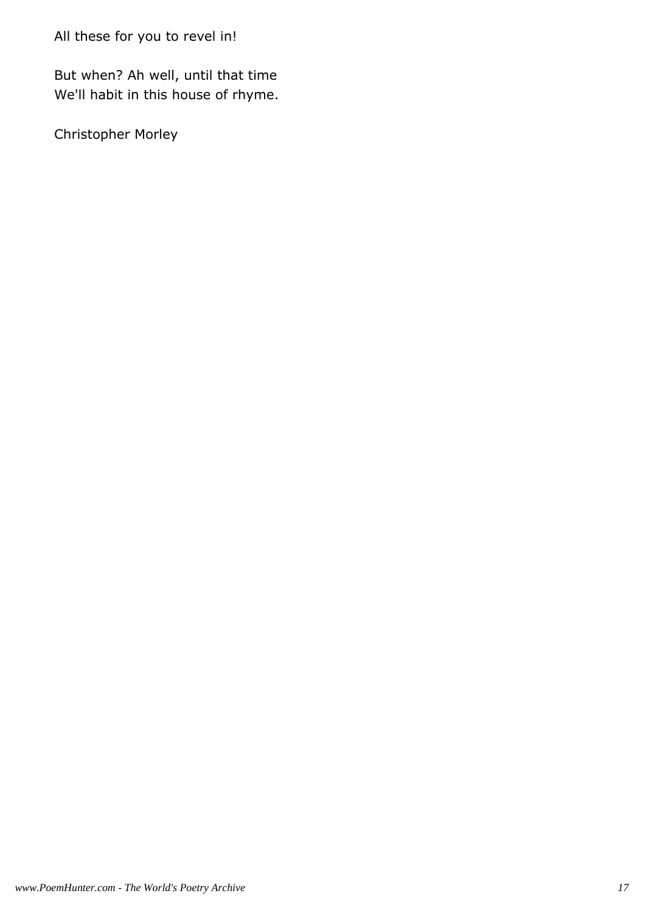All these for you to revel in!

But when? Ah well, until that time
We'll habit in this house of rhyme.

Christopher Morley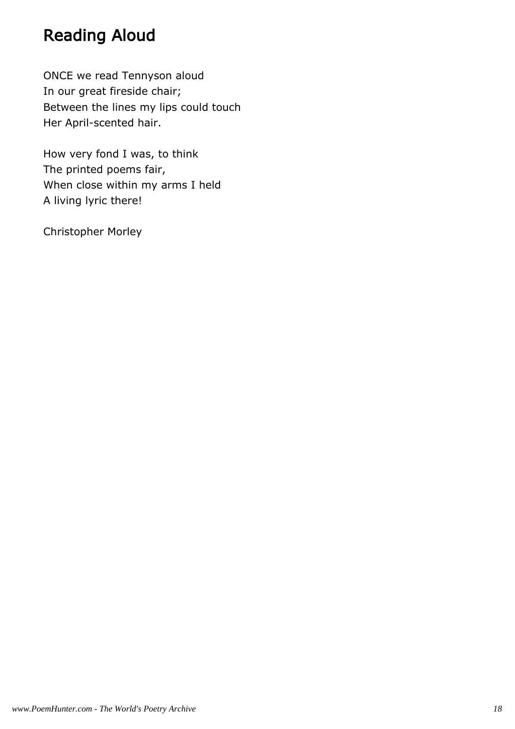# Reading Aloud

ONCE we read Tennyson aloud  
In our great fireside chair;  
Between the lines my lips could touch  
Her April-scented hair.

How very fond I was, to think  
The printed poems fair,  
When close within my arms I held  
A living lyric there!

Christopher Morley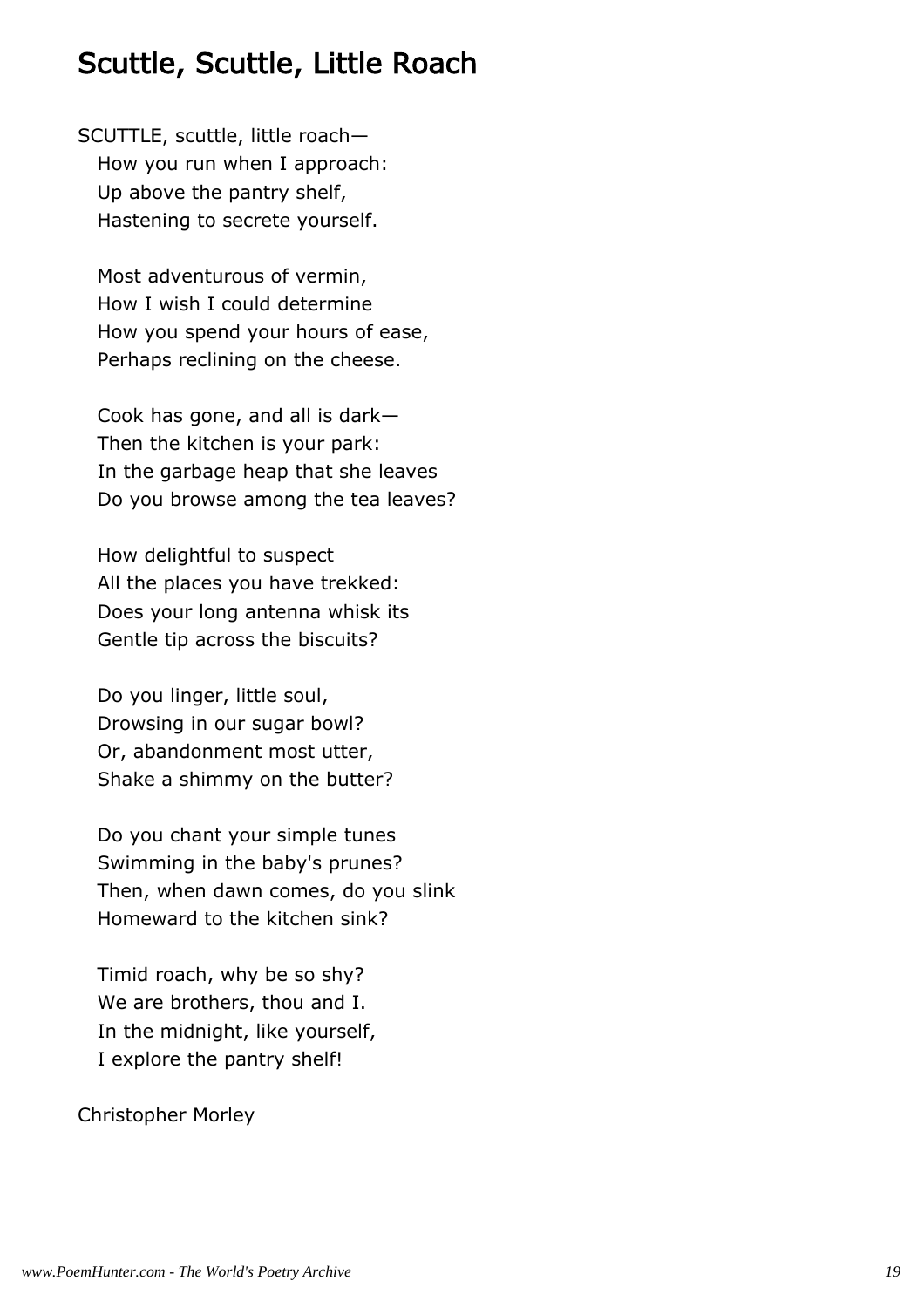## Scuttle, Scuttle, Little Roach

SCUTTLE, scuttle, little roach—
How you run when I approach:
Up above the pantry shelf,
Hastening to secrete yourself.

Most adventurous of vermin,
How I wish I could determine
How you spend your hours of ease,
Perhaps reclining on the cheese.

Cook has gone, and all is dark—
Then the kitchen is your park:
In the garbage heap that she leaves
Do you browse among the tea leaves?

How delightful to suspect
All the places you have trekked:
Does your long antenna whisk its
Gentle tip across the biscuits?

Do you linger, little soul,
Drowsing in our sugar bowl?
Or, abandonment most utter,
Shake a shimmy on the butter?

Do you chant your simple tunes
Swimming in the baby's prunes?
Then, when dawn comes, do you slink
Homeward to the kitchen sink?

Timid roach, why be so shy?
We are brothers, thou and I.
In the midnight, like yourself,
I explore the pantry shelf!

Christopher Morley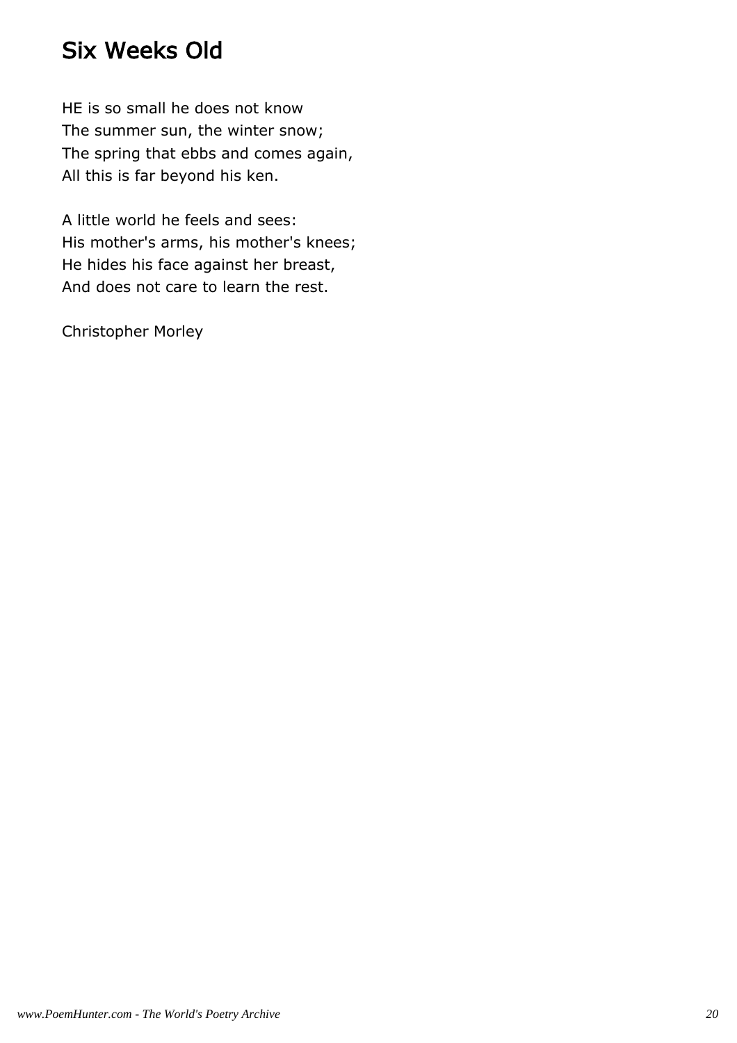## Six Weeks Old

HE is so small he does not know  
The summer sun, the winter snow;  
The spring that ebbs and comes again,  
All this is far beyond his ken.

A little world he feels and sees:  
His mother's arms, his mother's knees;  
He hides his face against her breast,  
And does not care to learn the rest.

Christopher Morley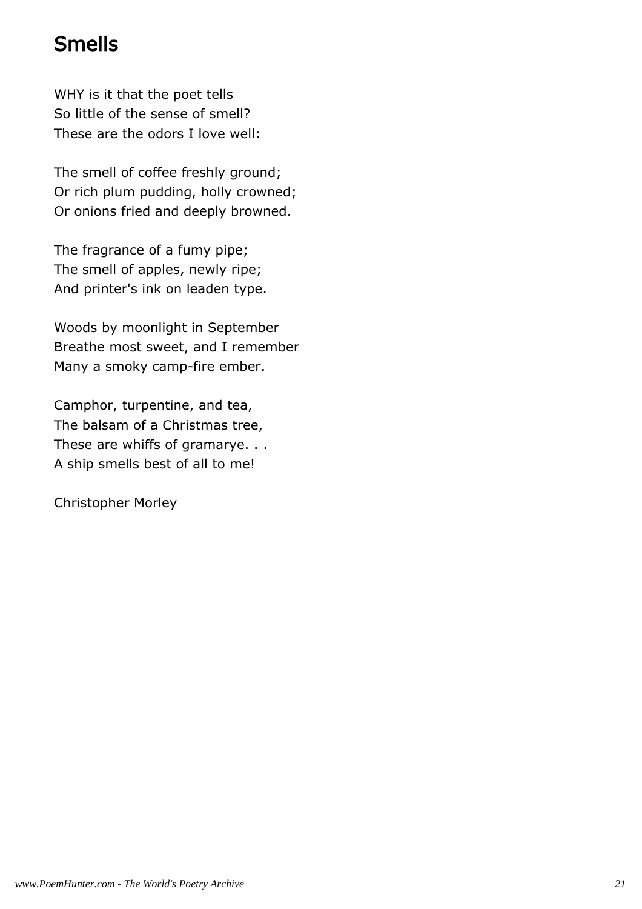## Smells

WHY is it that the poet tells  
So little of the sense of smell?  
These are the odors I love well:

The smell of coffee freshly ground;  
Or rich plum pudding, holly crowned;  
Or onions fried and deeply browned.

The fragrance of a fumy pipe;  
The smell of apples, newly ripe;  
And printer's ink on leaden type.

Woods by moonlight in September  
Breathe most sweet, and I remember  
Many a smoky camp-fire ember.

Camphor, turpentine, and tea,  
The balsam of a Christmas tree,  
These are whiffs of gramarye. . .  
A ship smells best of all to me!

Christopher Morley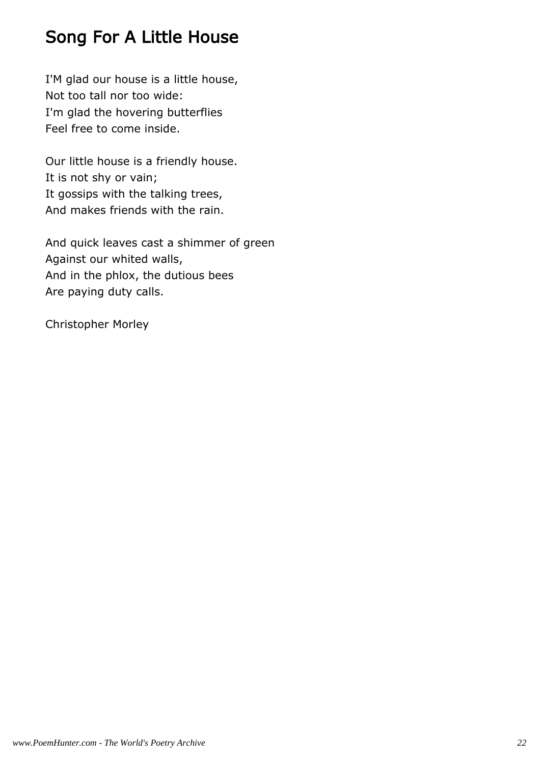# Song For A Little House

I'M glad our house is a little house,  
Not too tall nor too wide:  
I'm glad the hovering butterflies  
Feel free to come inside.

Our little house is a friendly house.  
It is not shy or vain;  
It gossips with the talking trees,  
And makes friends with the rain.

And quick leaves cast a shimmer of green  
Against our whited walls,  
And in the phlox, the dutious bees  
Are paying duty calls.

Christopher Morley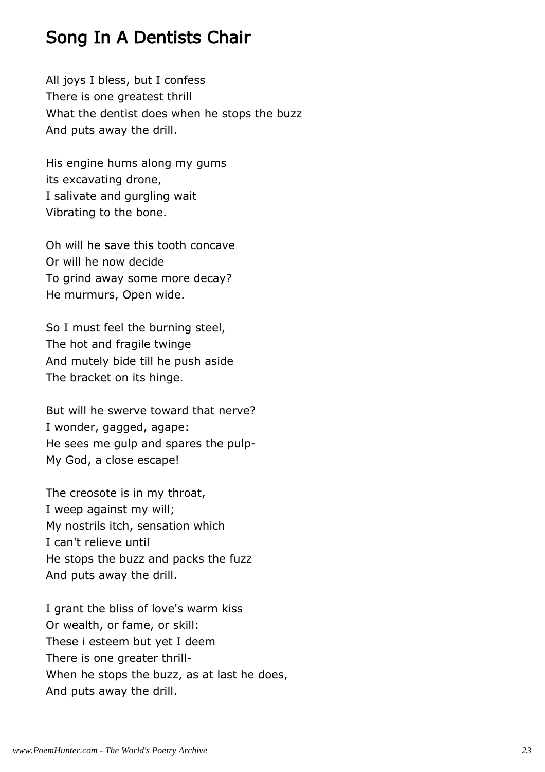# Song In A Dentists Chair

All joys I bless, but I confess  
There is one greatest thrill  
What the dentist does when he stops the buzz  
And puts away the drill.

His engine hums along my gums  
its excavating drone,  
I salivate and gurgling wait  
Vibrating to the bone.

Oh will he save this tooth concave  
Or will he now decide  
To grind away some more decay?  
He murmurs, Open wide.

So I must feel the burning steel,  
The hot and fragile twinge  
And mutely bide till he push aside  
The bracket on its hinge.

But will he swerve toward that nerve?  
I wonder, gagged, agape:  
He sees me gulp and spares the pulp-  
My God, a close escape!

The creosote is in my throat,  
I weep against my will;  
My nostrils itch, sensation which  
I can't relieve until  
He stops the buzz and packs the fuzz  
And puts away the drill.

I grant the bliss of love's warm kiss  
Or wealth, or fame, or skill:  
These i esteem but yet I deem  
There is one greater thrill-  
When he stops the buzz, as at last he does,  
And puts away the drill.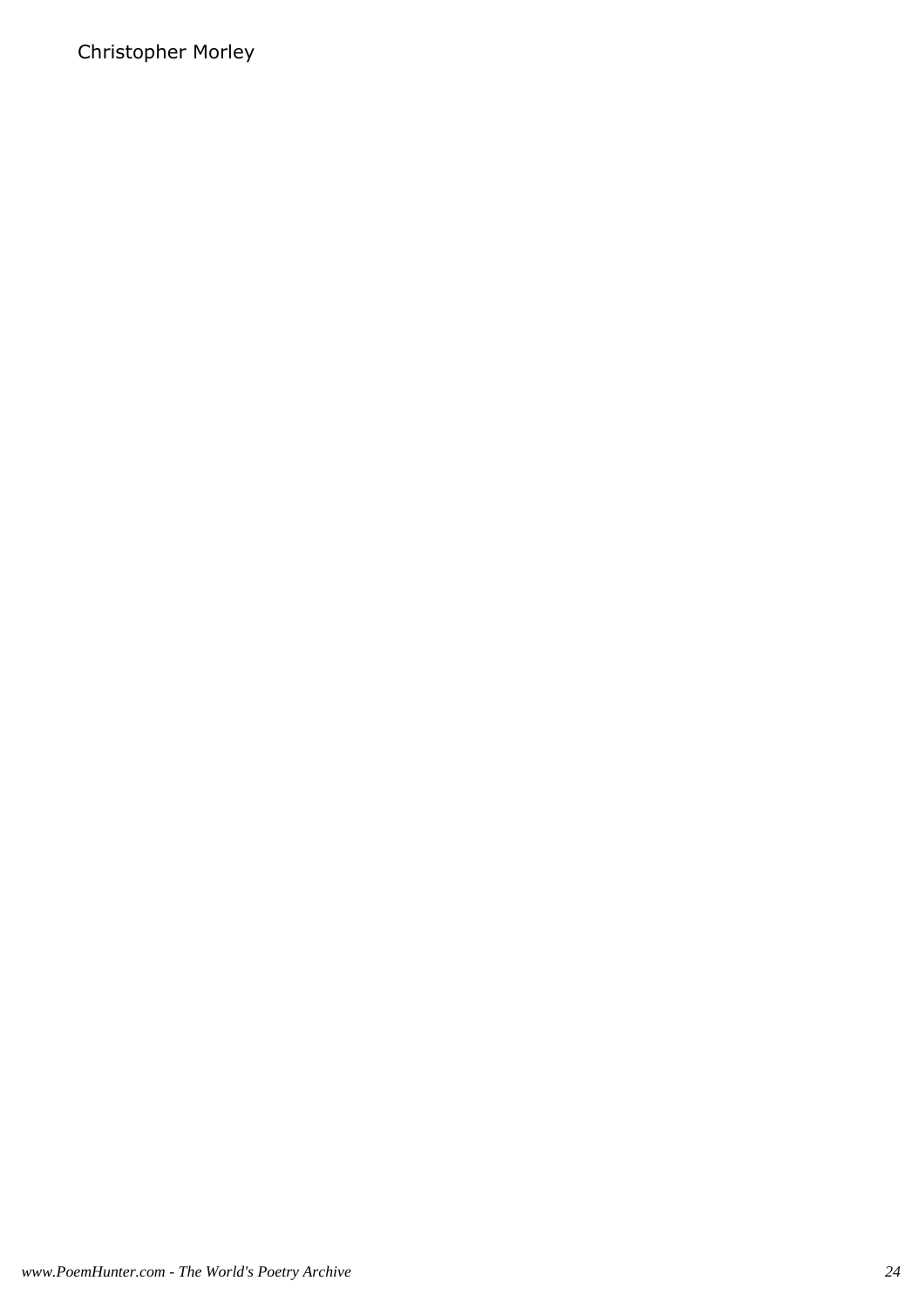Christopher Morley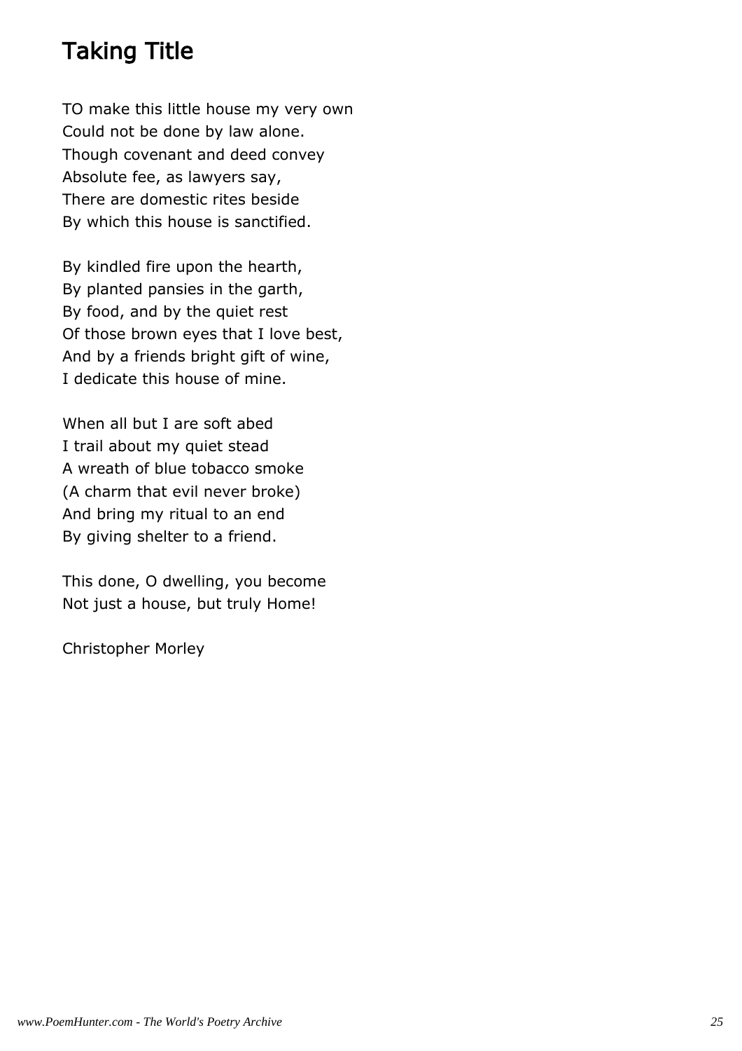## Taking Title

TO make this little house my very own  
Could not be done by law alone.  
Though covenant and deed convey  
Absolute fee, as lawyers say,  
There are domestic rites beside  
By which this house is sanctified.

By kindled fire upon the hearth,  
By planted pansies in the garth,  
By food, and by the quiet rest  
Of those brown eyes that I love best,  
And by a friends bright gift of wine,  
I dedicate this house of mine.

When all but I are soft abed  
I trail about my quiet stead  
A wreath of blue tobacco smoke  
(A charm that evil never broke)  
And bring my ritual to an end  
By giving shelter to a friend.

This done, O dwelling, you become  
Not just a house, but truly Home!

Christopher Morley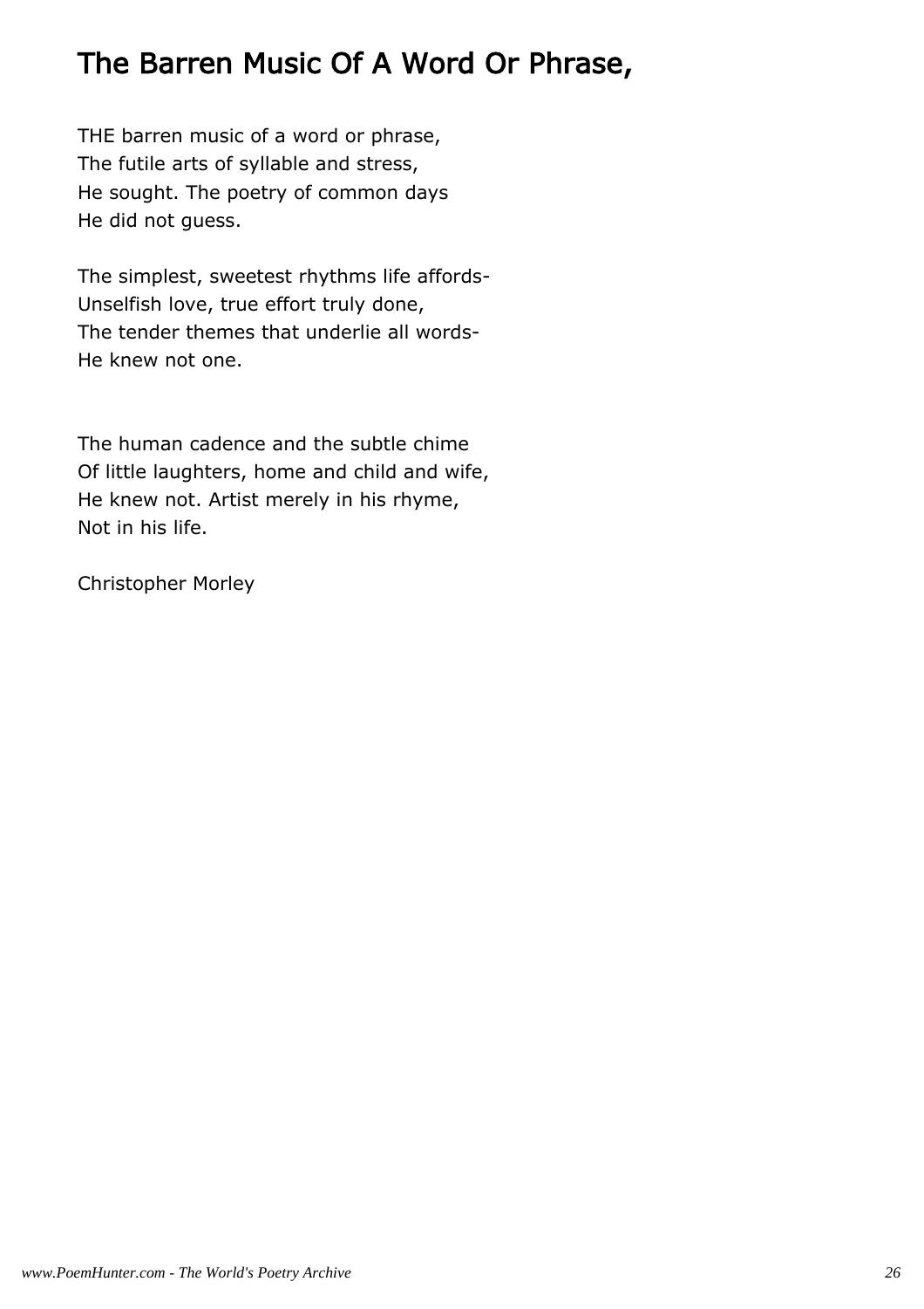# The Barren Music Of A Word Or Phrase,

THE barren music of a word or phrase,
The futile arts of syllable and stress,
He sought. The poetry of common days
He did not guess.

The simplest, sweetest rhythms life affords-
Unselfish love, true effort truly done,
The tender themes that underlie all words-
He knew not one.

The human cadence and the subtle chime
Of little laughters, home and child and wife,
He knew not. Artist merely in his rhyme,
Not in his life.

Christopher Morley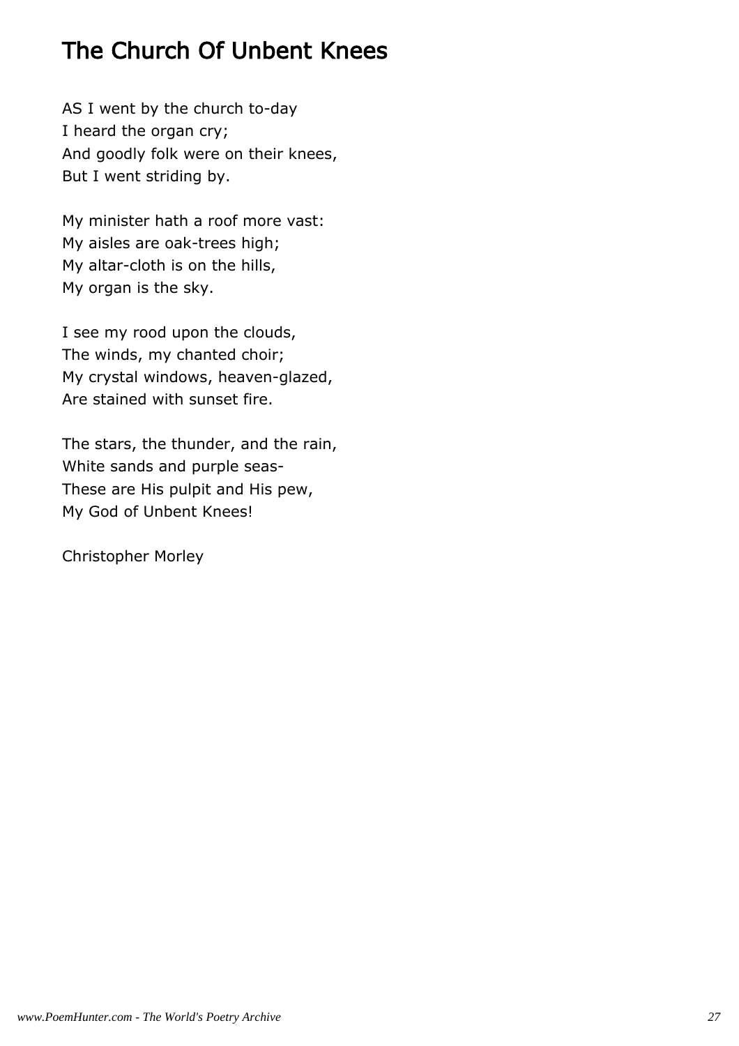# The Church Of Unbent Knees

AS I went by the church to-day  
I heard the organ cry;  
And goodly folk were on their knees,  
But I went striding by.

My minister hath a roof more vast:  
My aisles are oak-trees high;  
My altar-cloth is on the hills,  
My organ is the sky.

I see my rood upon the clouds,  
The winds, my chanted choir;  
My crystal windows, heaven-glazed,  
Are stained with sunset fire.

The stars, the thunder, and the rain,  
White sands and purple seas-  
These are His pulpit and His pew,  
My God of Unbent Knees!

Christopher Morley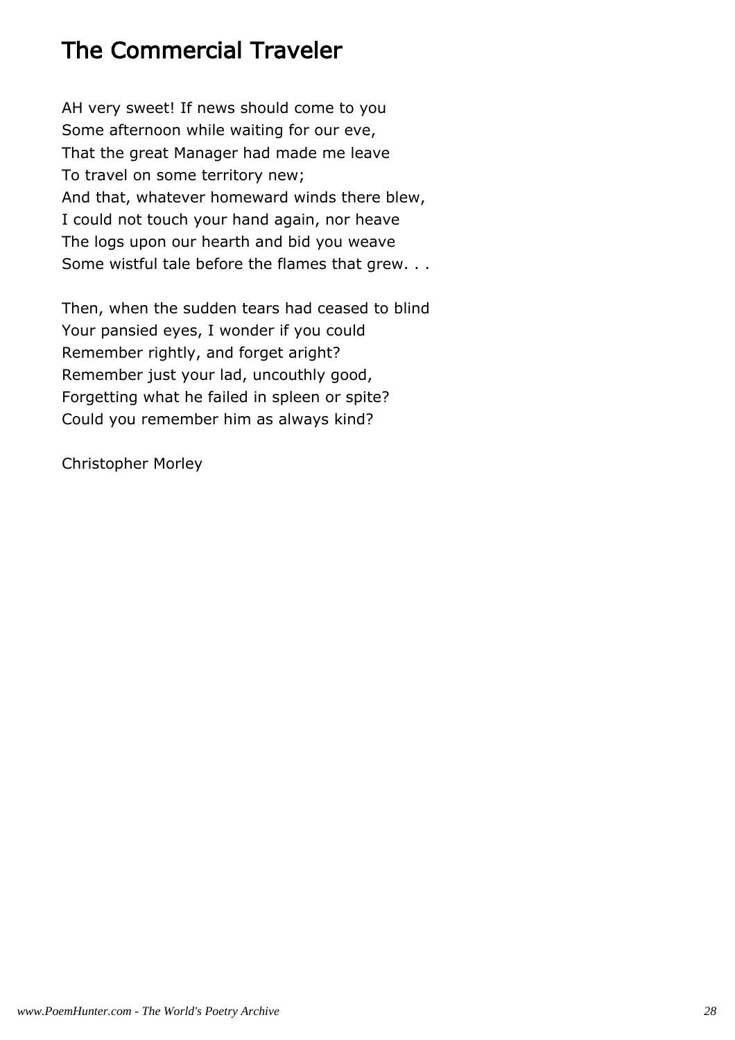# The Commercial Traveler

AH very sweet! If news should come to you
Some afternoon while waiting for our eve,
That the great Manager had made me leave
To travel on some territory new;
And that, whatever homeward winds there blew,
I could not touch your hand again, nor heave
The logs upon our hearth and bid you weave
Some wistful tale before the flames that grew. . .

Then, when the sudden tears had ceased to blind
Your pansied eyes, I wonder if you could
Remember rightly, and forget aright?
Remember just your lad, uncouthly good,
Forgetting what he failed in spleen or spite?
Could you remember him as always kind?

Christopher Morley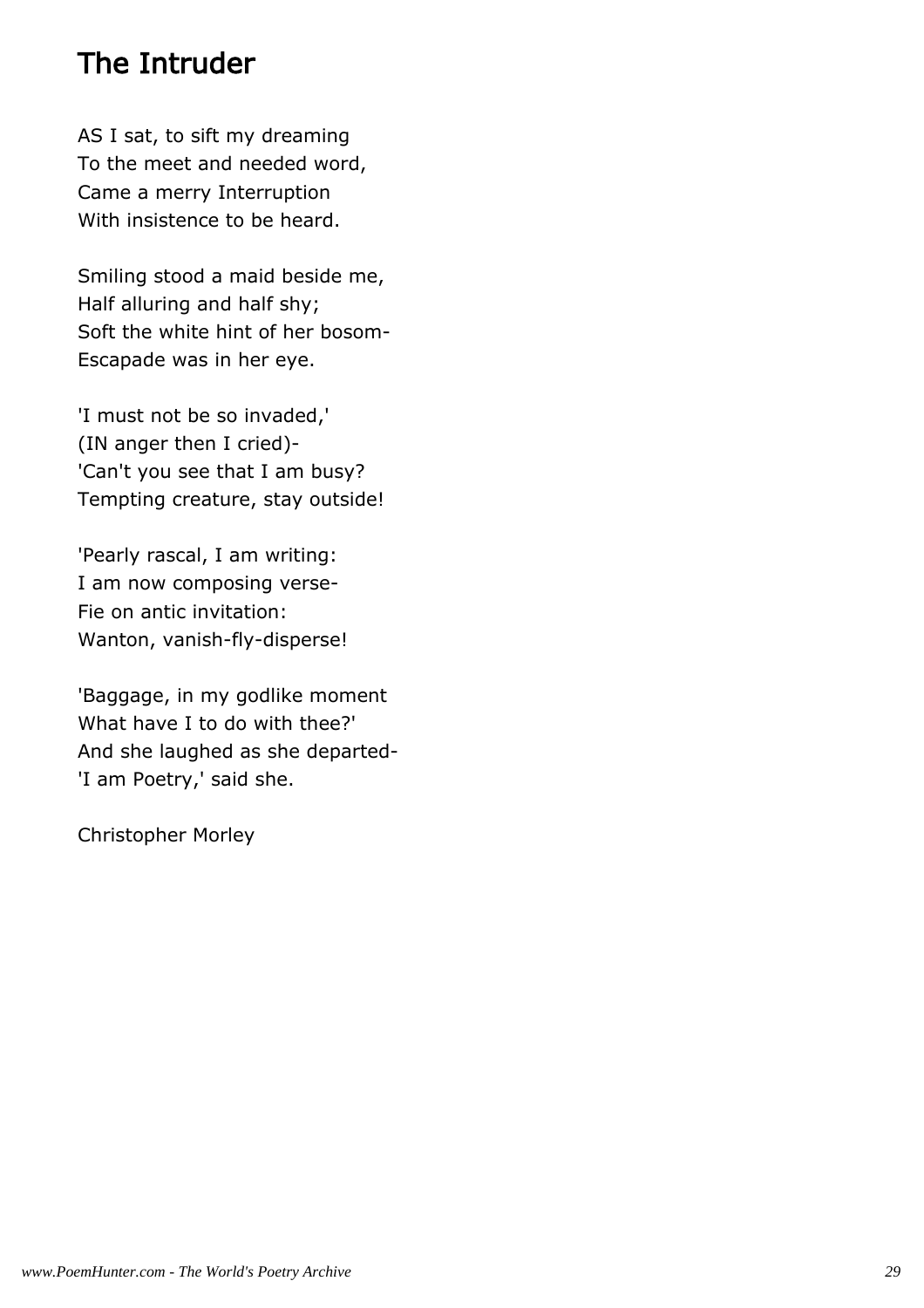# The Intruder

AS I sat, to sift my dreaming  
To the meet and needed word,  
Came a merry Interruption  
With insistence to be heard.

Smiling stood a maid beside me,  
Half alluring and half shy;  
Soft the white hint of her bosom-  
Escapade was in her eye.

'I must not be so invaded,'  
(IN anger then I cried)-  
'Can't you see that I am busy?  
Tempting creature, stay outside!

'Pearly rascal, I am writing:  
I am now composing verse-  
Fie on antic invitation:  
Wanton, vanish-fly-disperse!

'Baggage, in my godlike moment  
What have I to do with thee?'  
And she laughed as she departed-  
'I am Poetry,' said she.

Christopher Morley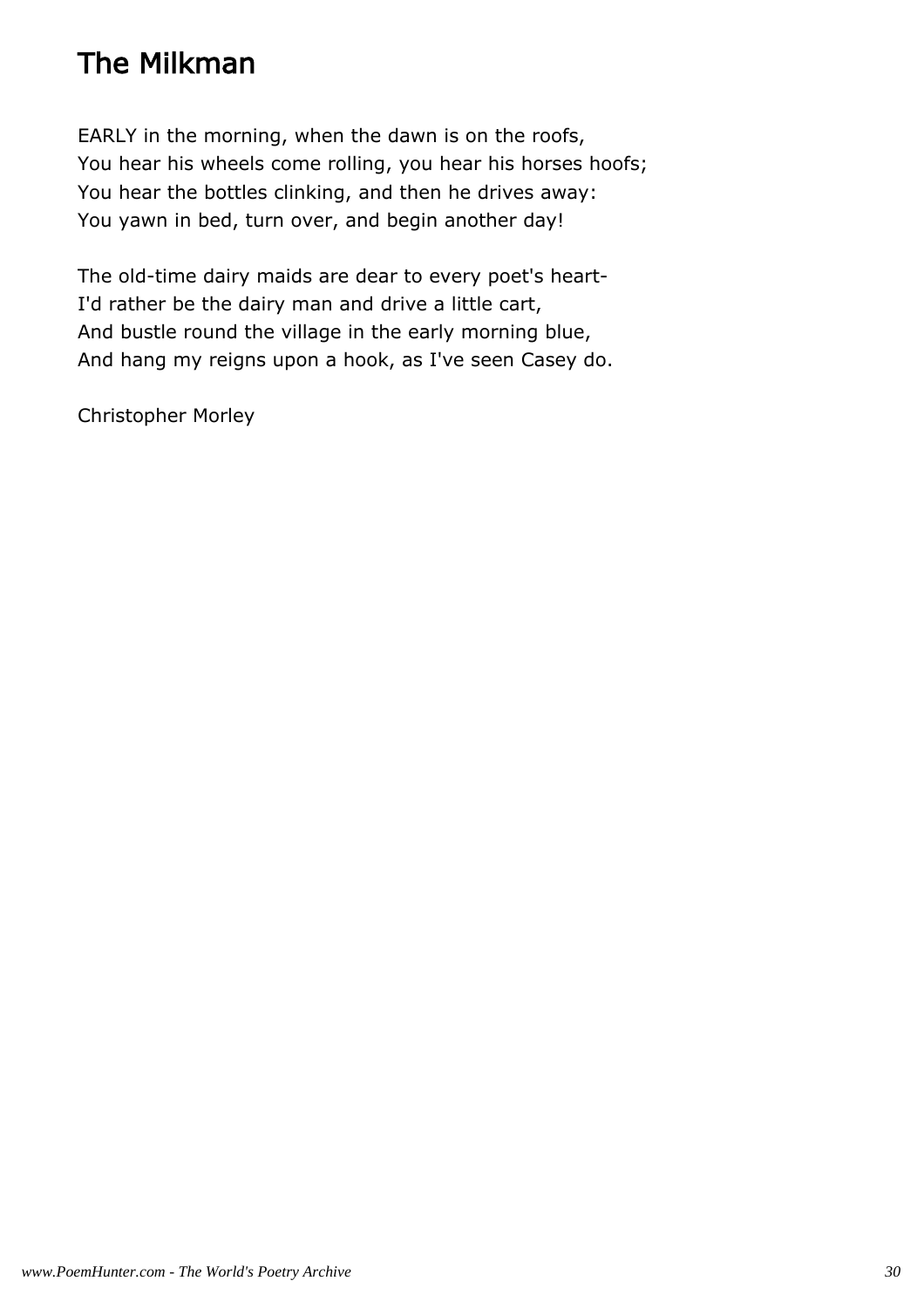## The Milkman

EARLY in the morning, when the dawn is on the roofs,
You hear his wheels come rolling, you hear his horses hoofs;
You hear the bottles clinking, and then he drives away:
You yawn in bed, turn over, and begin another day!

The old-time dairy maids are dear to every poet's heart-
I'd rather be the dairy man and drive a little cart,
And bustle round the village in the early morning blue,
And hang my reigns upon a hook, as I've seen Casey do.

Christopher Morley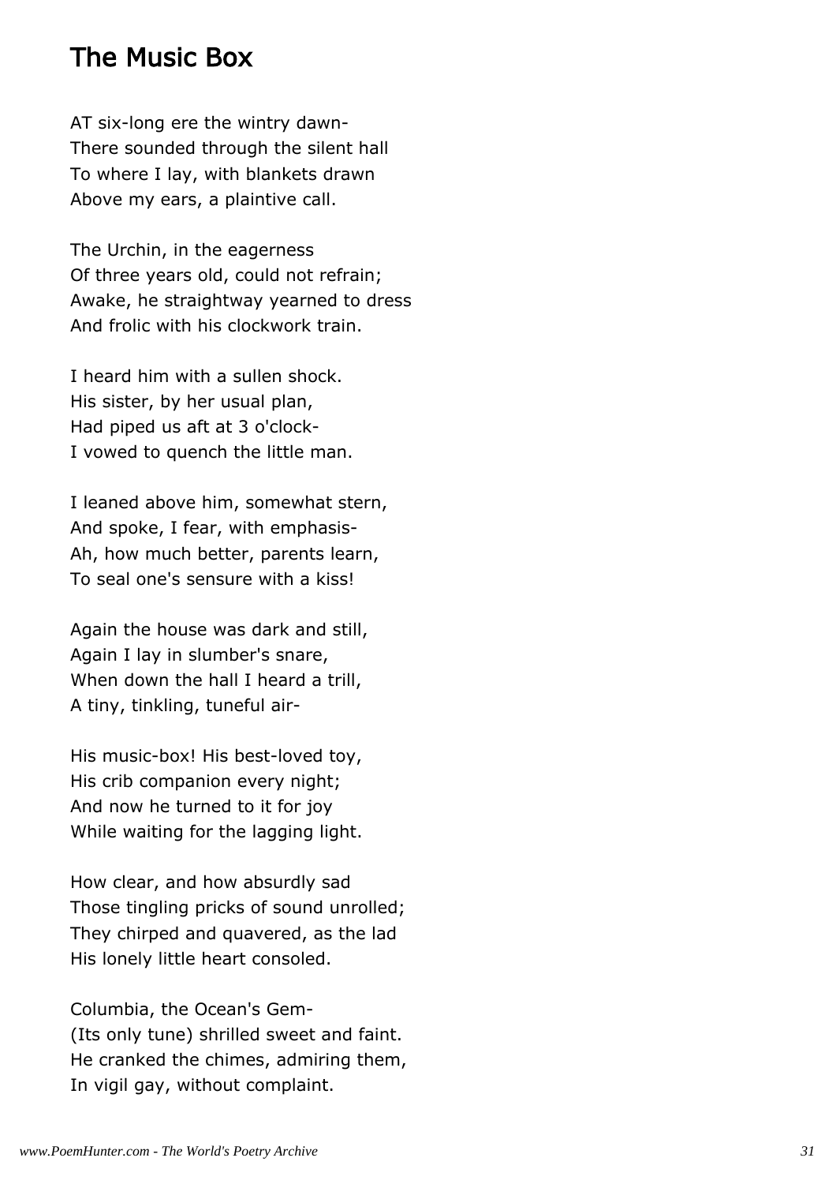## The Music Box

AT six-long ere the wintry dawn-
There sounded through the silent hall
To where I lay, with blankets drawn
Above my ears, a plaintive call.

The Urchin, in the eagerness
Of three years old, could not refrain;
Awake, he straightway yearned to dress
And frolic with his clockwork train.

I heard him with a sullen shock.
His sister, by her usual plan,
Had piped us aft at 3 o'clock-
I vowed to quench the little man.

I leaned above him, somewhat stern,
And spoke, I fear, with emphasis-
Ah, how much better, parents learn,
To seal one's sensure with a kiss!

Again the house was dark and still,
Again I lay in slumber's snare,
When down the hall I heard a trill,
A tiny, tinkling, tuneful air-

His music-box! His best-loved toy,
His crib companion every night;
And now he turned to it for joy
While waiting for the lagging light.

How clear, and how absurdly sad
Those tingling pricks of sound unrolled;
They chirped and quavered, as the lad
His lonely little heart consoled.

Columbia, the Ocean's Gem-
(Its only tune) shrilled sweet and faint.
He cranked the chimes, admiring them,
In vigil gay, without complaint.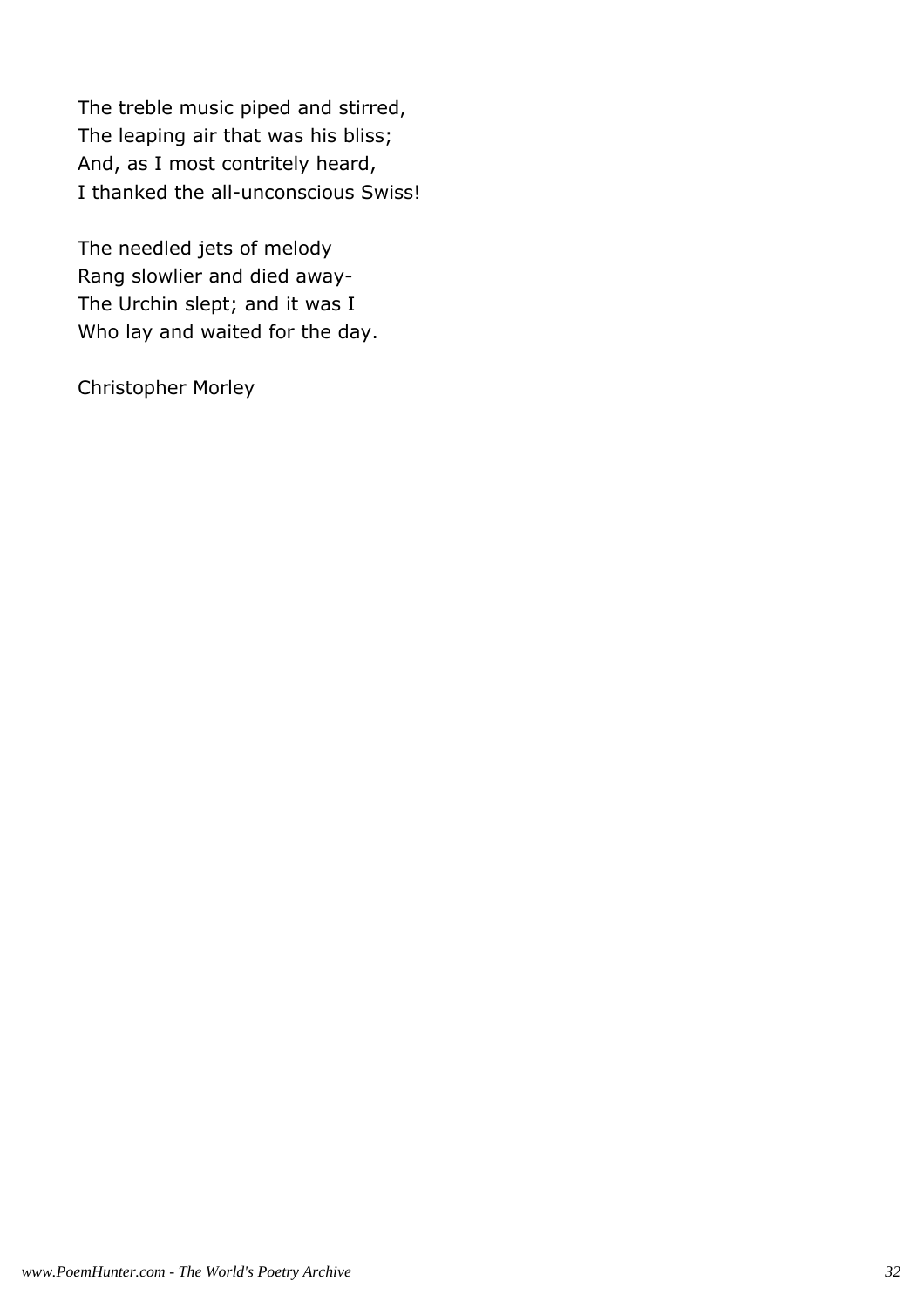The treble music piped and stirred,  
The leaping air that was his bliss;  
And, as I most contritely heard,  
I thanked the all-unconscious Swiss!

The needled jets of melody  
Rang slowlier and died away-  
The Urchin slept; and it was I  
Who lay and waited for the day.

Christopher Morley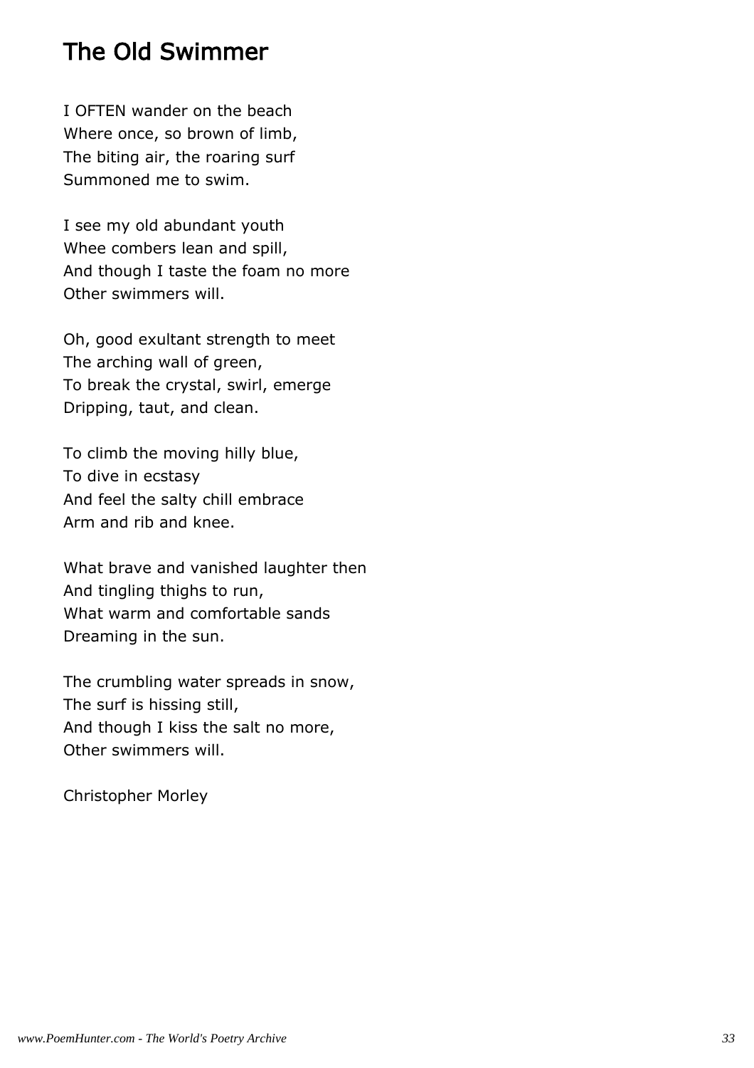## The Old Swimmer

I OFTEN wander on the beach  
Where once, so brown of limb,  
The biting air, the roaring surf  
Summoned me to swim.

I see my old abundant youth  
Whee combers lean and spill,  
And though I taste the foam no more  
Other swimmers will.

Oh, good exultant strength to meet  
The arching wall of green,  
To break the crystal, swirl, emerge  
Dripping, taut, and clean.

To climb the moving hilly blue,  
To dive in ecstasy  
And feel the salty chill embrace  
Arm and rib and knee.

What brave and vanished laughter then  
And tingling thighs to run,  
What warm and comfortable sands  
Dreaming in the sun.

The crumbling water spreads in snow,  
The surf is hissing still,  
And though I kiss the salt no more,  
Other swimmers will.

Christopher Morley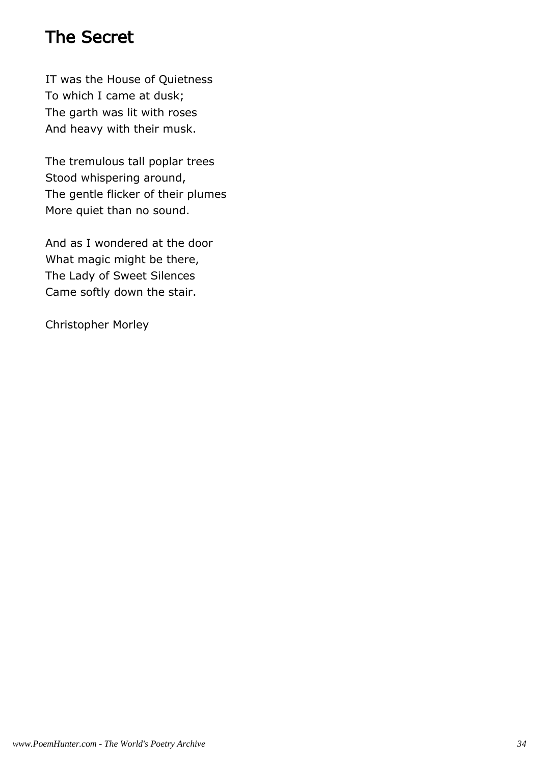## The Secret

IT was the House of Quietness  
To which I came at dusk;  
The garth was lit with roses  
And heavy with their musk.

The tremulous tall poplar trees  
Stood whispering around,  
The gentle flicker of their plumes  
More quiet than no sound.

And as I wondered at the door  
What magic might be there,  
The Lady of Sweet Silences  
Came softly down the stair.

Christopher Morley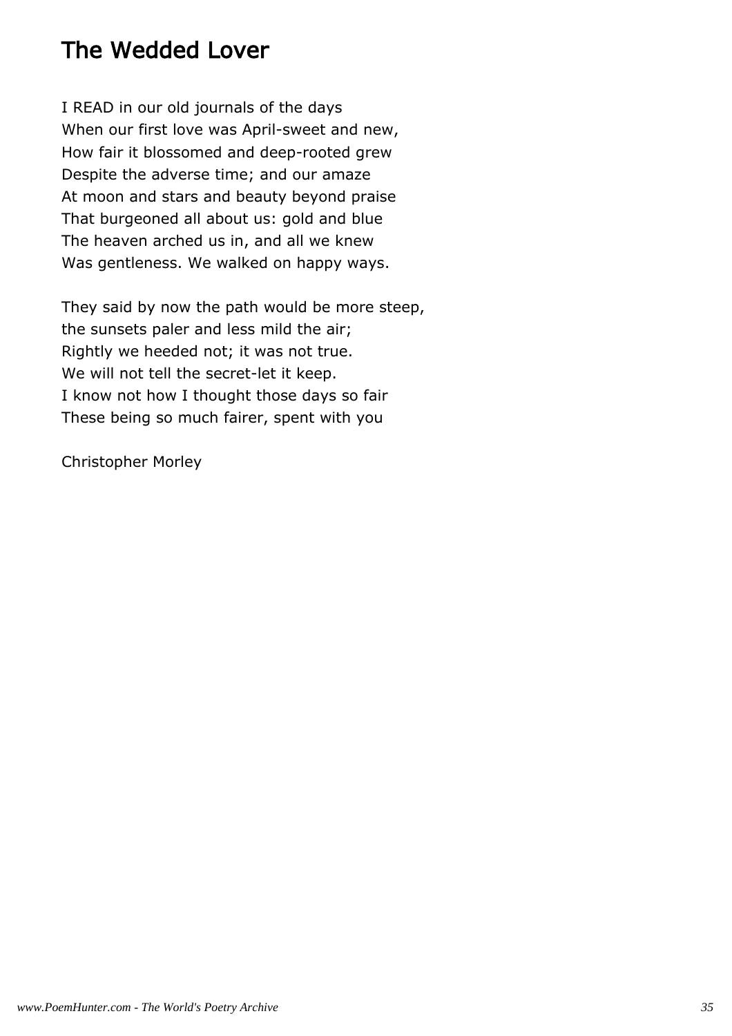## The Wedded Lover

I READ in our old journals of the days
When our first love was April-sweet and new,
How fair it blossomed and deep-rooted grew
Despite the adverse time; and our amaze
At moon and stars and beauty beyond praise
That burgeoned all about us: gold and blue
The heaven arched us in, and all we knew
Was gentleness. We walked on happy ways.

They said by now the path would be more steep,
the sunsets paler and less mild the air;
Rightly we heeded not; it was not true.
We will not tell the secret-let it keep.
I know not how I thought those days so fair
These being so much fairer, spent with you

Christopher Morley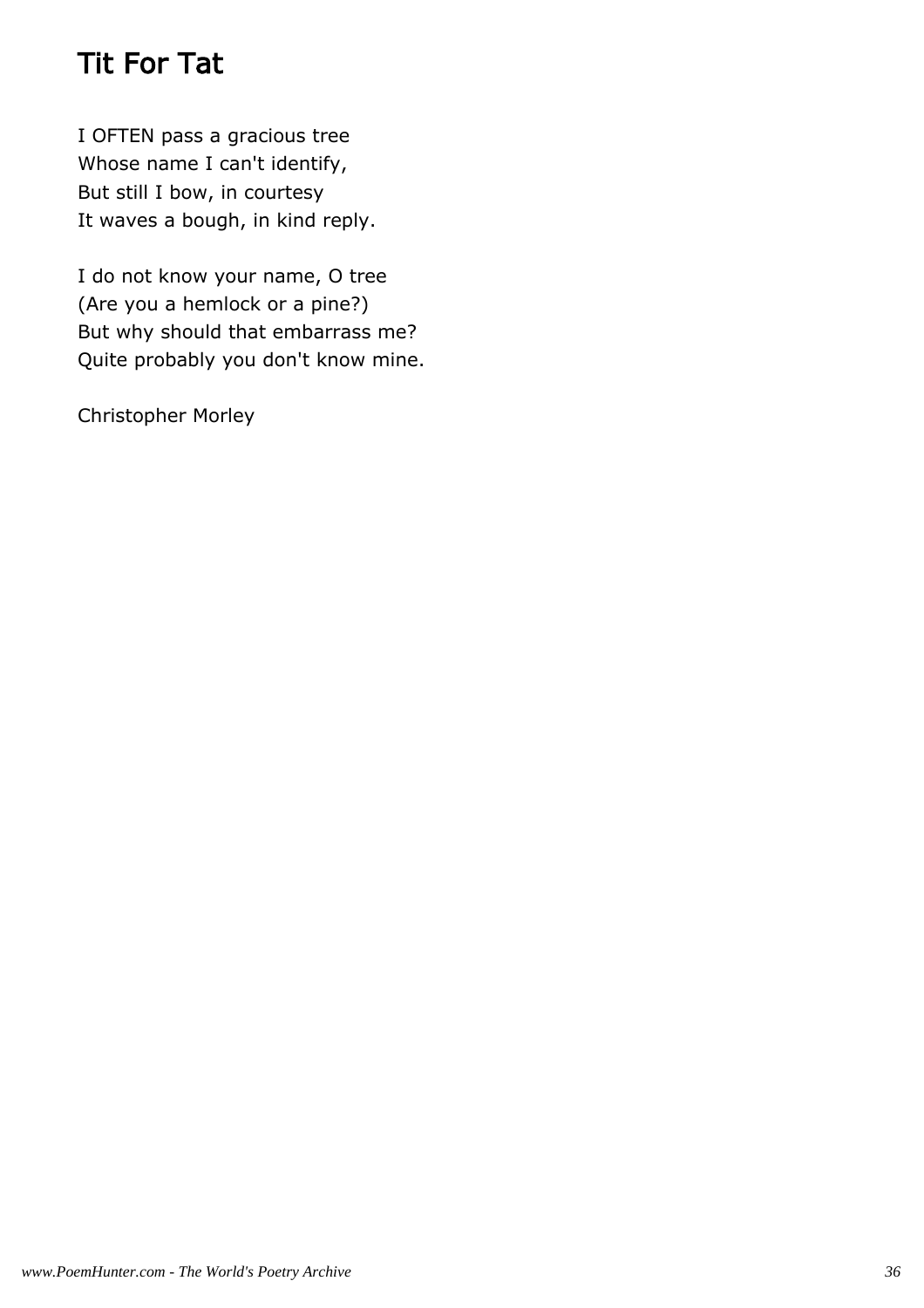## Tit For Tat

I OFTEN pass a gracious tree  
Whose name I can't identify,  
But still I bow, in courtesy  
It waves a bough, in kind reply.

I do not know your name, O tree  
(Are you a hemlock or a pine?)  
But why should that embarrass me?  
Quite probably you don't know mine.

Christopher Morley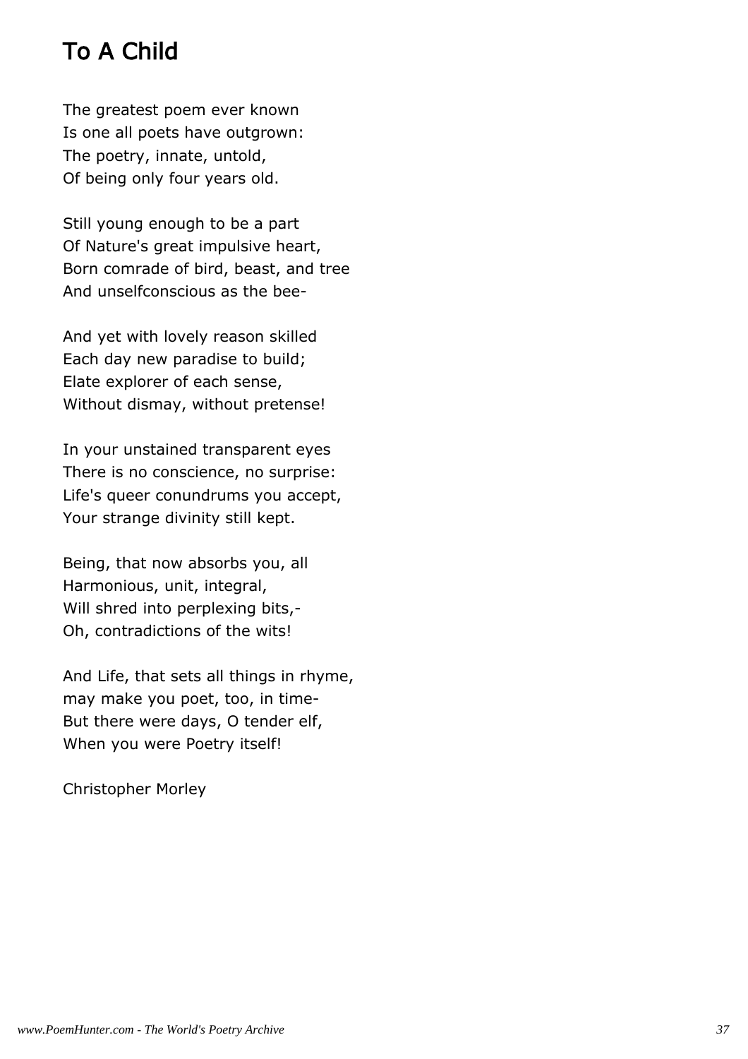## To A Child

The greatest poem ever known
Is one all poets have outgrown:
The poetry, innate, untold,
Of being only four years old.

Still young enough to be a part
Of Nature's great impulsive heart,
Born comrade of bird, beast, and tree
And unselfconscious as the bee-

And yet with lovely reason skilled
Each day new paradise to build;
Elate explorer of each sense,
Without dismay, without pretense!

In your unstained transparent eyes
There is no conscience, no surprise:
Life's queer conundrums you accept,
Your strange divinity still kept.

Being, that now absorbs you, all
Harmonious, unit, integral,
Will shred into perplexing bits,-
Oh, contradictions of the wits!

And Life, that sets all things in rhyme,
may make you poet, too, in time-
But there were days, O tender elf,
When you were Poetry itself!

Christopher Morley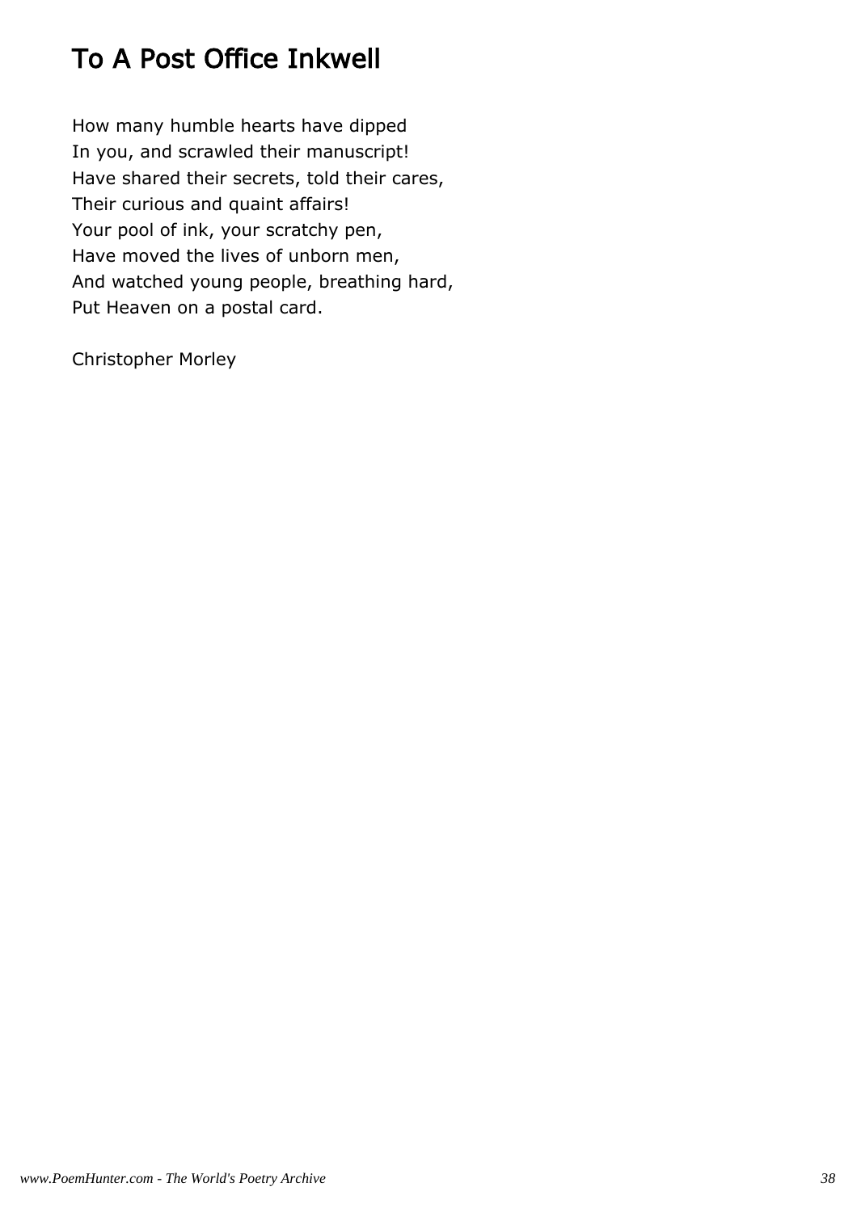# To A Post Office Inkwell

How many humble hearts have dipped  
In you, and scrawled their manuscript!  
Have shared their secrets, told their cares,  
Their curious and quaint affairs!  
Your pool of ink, your scratchy pen,  
Have moved the lives of unborn men,  
And watched young people, breathing hard,  
Put Heaven on a postal card.

Christopher Morley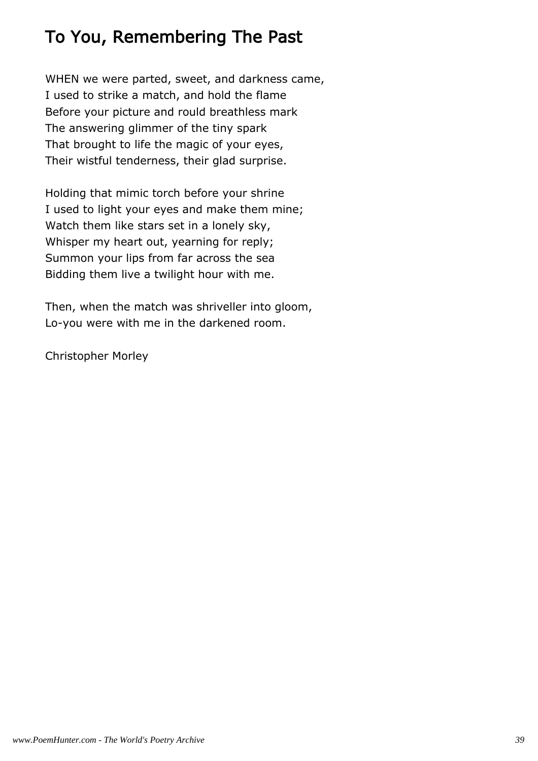## To You, Remembering The Past

WHEN we were parted, sweet, and darkness came,
I used to strike a match, and hold the flame
Before your picture and rould breathless mark
The answering glimmer of the tiny spark
That brought to life the magic of your eyes,
Their wistful tenderness, their glad surprise.

Holding that mimic torch before your shrine
I used to light your eyes and make them mine;
Watch them like stars set in a lonely sky,
Whisper my heart out, yearning for reply;
Summon your lips from far across the sea
Bidding them live a twilight hour with me.

Then, when the match was shriveller into gloom,
Lo-you were with me in the darkened room.

Christopher Morley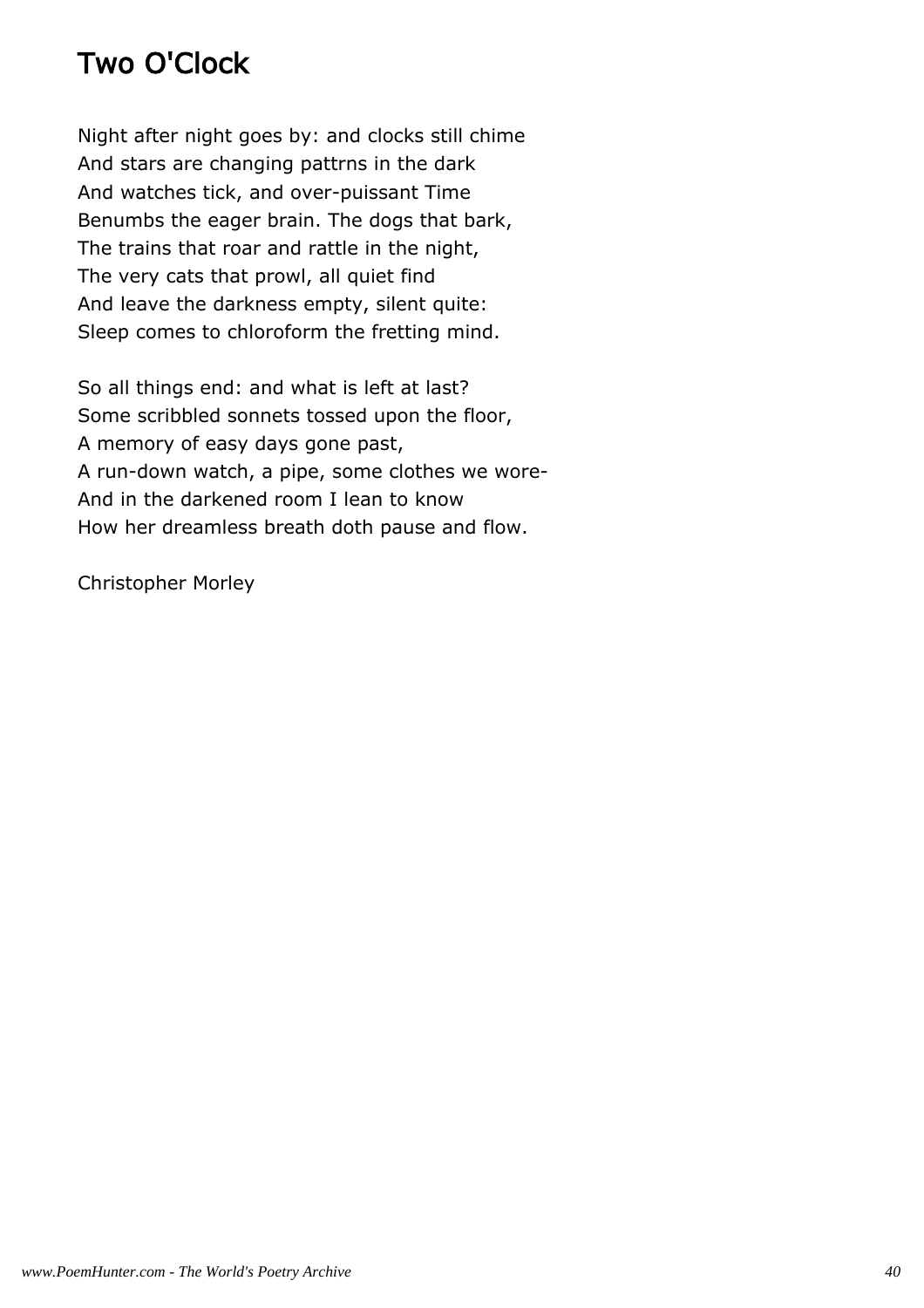# Two O'Clock

Night after night goes by: and clocks still chime
And stars are changing pattrns in the dark
And watches tick, and over-puissant Time
Benumbs the eager brain. The dogs that bark,
The trains that roar and rattle in the night,
The very cats that prowl, all quiet find
And leave the darkness empty, silent quite:
Sleep comes to chloroform the fretting mind.

So all things end: and what is left at last?
Some scribbled sonnets tossed upon the floor,
A memory of easy days gone past,
A run-down watch, a pipe, some clothes we wore-
And in the darkened room I lean to know
How her dreamless breath doth pause and flow.

Christopher Morley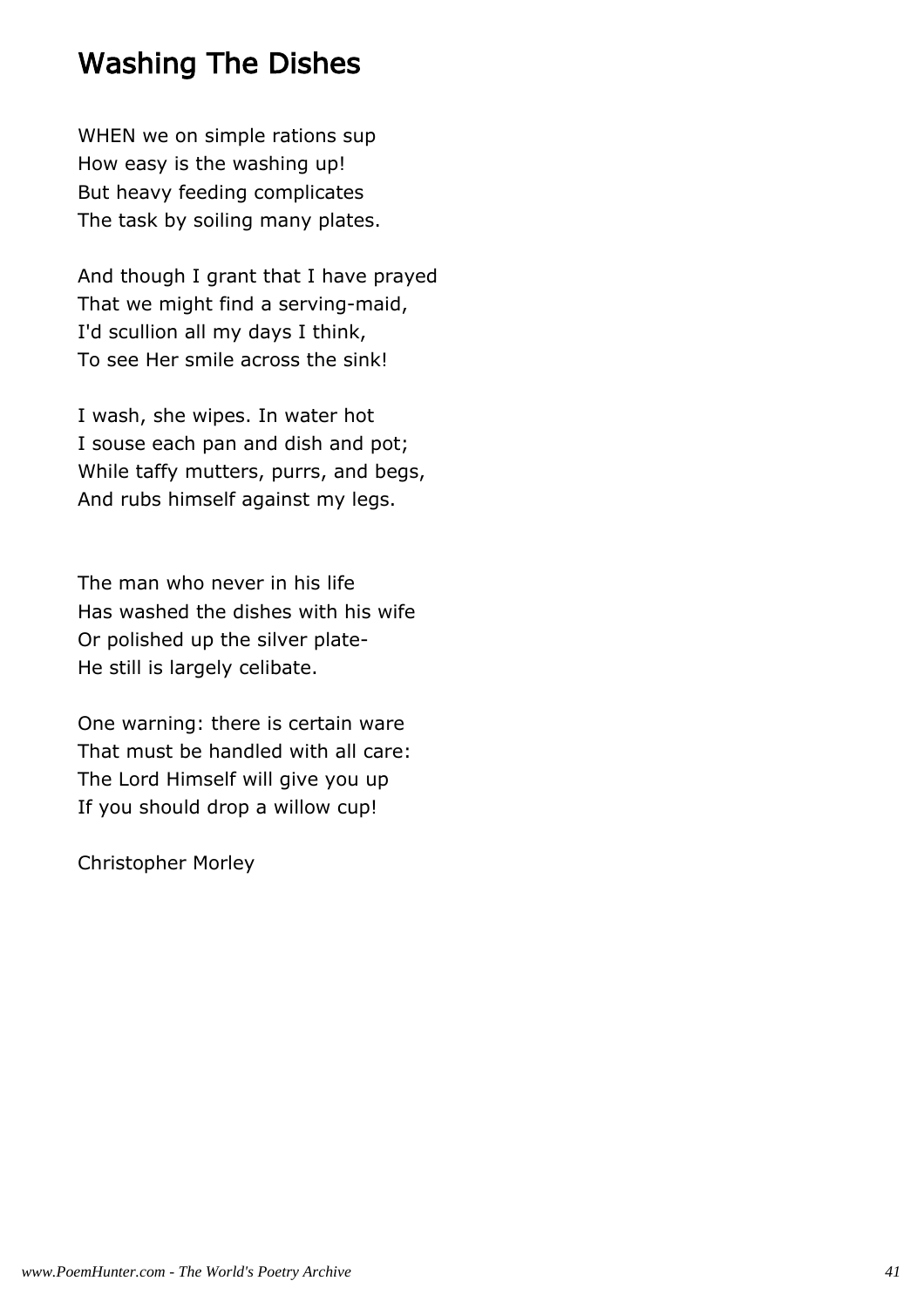## Washing The Dishes

WHEN we on simple rations sup  
How easy is the washing up!  
But heavy feeding complicates  
The task by soiling many plates.

And though I grant that I have prayed  
That we might find a serving-maid,  
I'd scullion all my days I think,  
To see Her smile across the sink!

I wash, she wipes. In water hot  
I souse each pan and dish and pot;  
While taffy mutters, purrs, and begs,  
And rubs himself against my legs.

The man who never in his life  
Has washed the dishes with his wife  
Or polished up the silver plate-  
He still is largely celibate.

One warning: there is certain ware  
That must be handled with all care:  
The Lord Himself will give you up  
If you should drop a willow cup!

Christopher Morley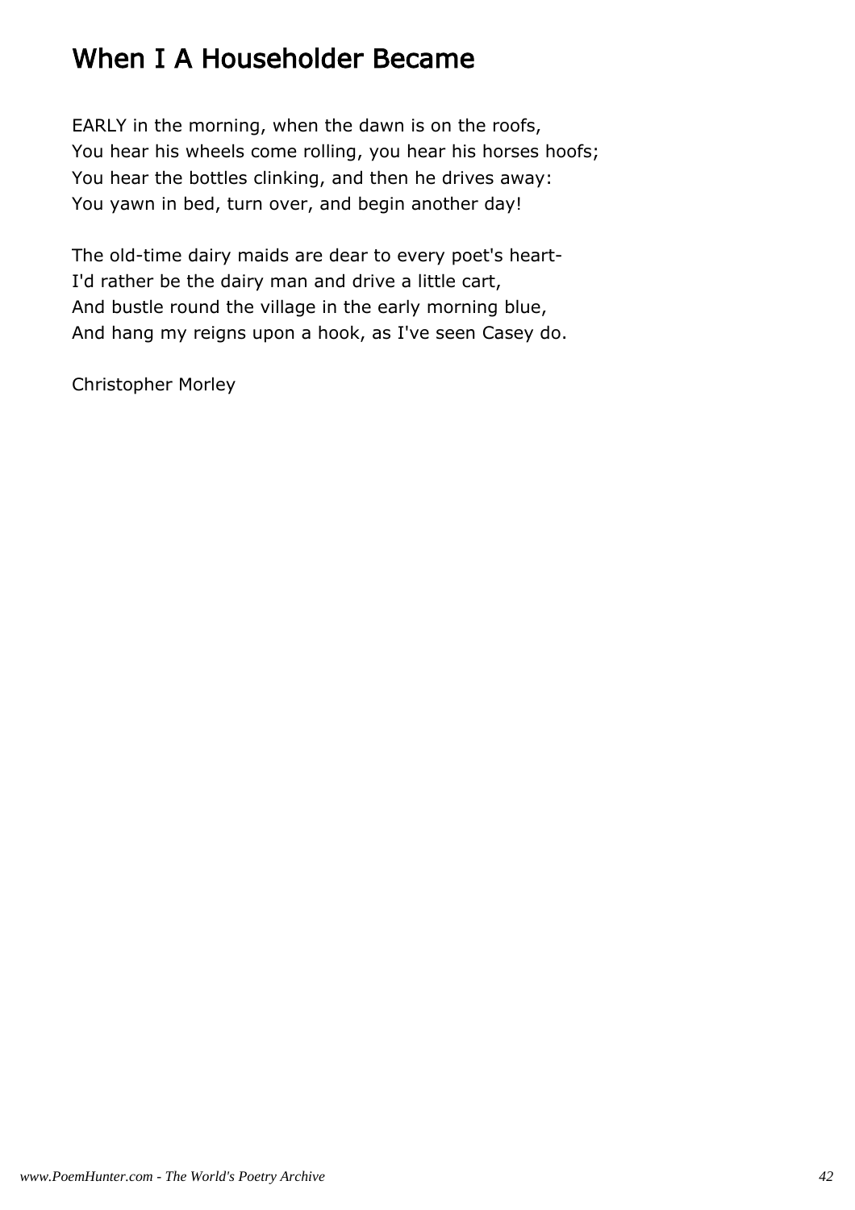# When I A Householder Became

EARLY in the morning, when the dawn is on the roofs,
You hear his wheels come rolling, you hear his horses hoofs;
You hear the bottles clinking, and then he drives away:
You yawn in bed, turn over, and begin another day!

The old-time dairy maids are dear to every poet's heart-
I'd rather be the dairy man and drive a little cart,
And bustle round the village in the early morning blue,
And hang my reigns upon a hook, as I've seen Casey do.

Christopher Morley